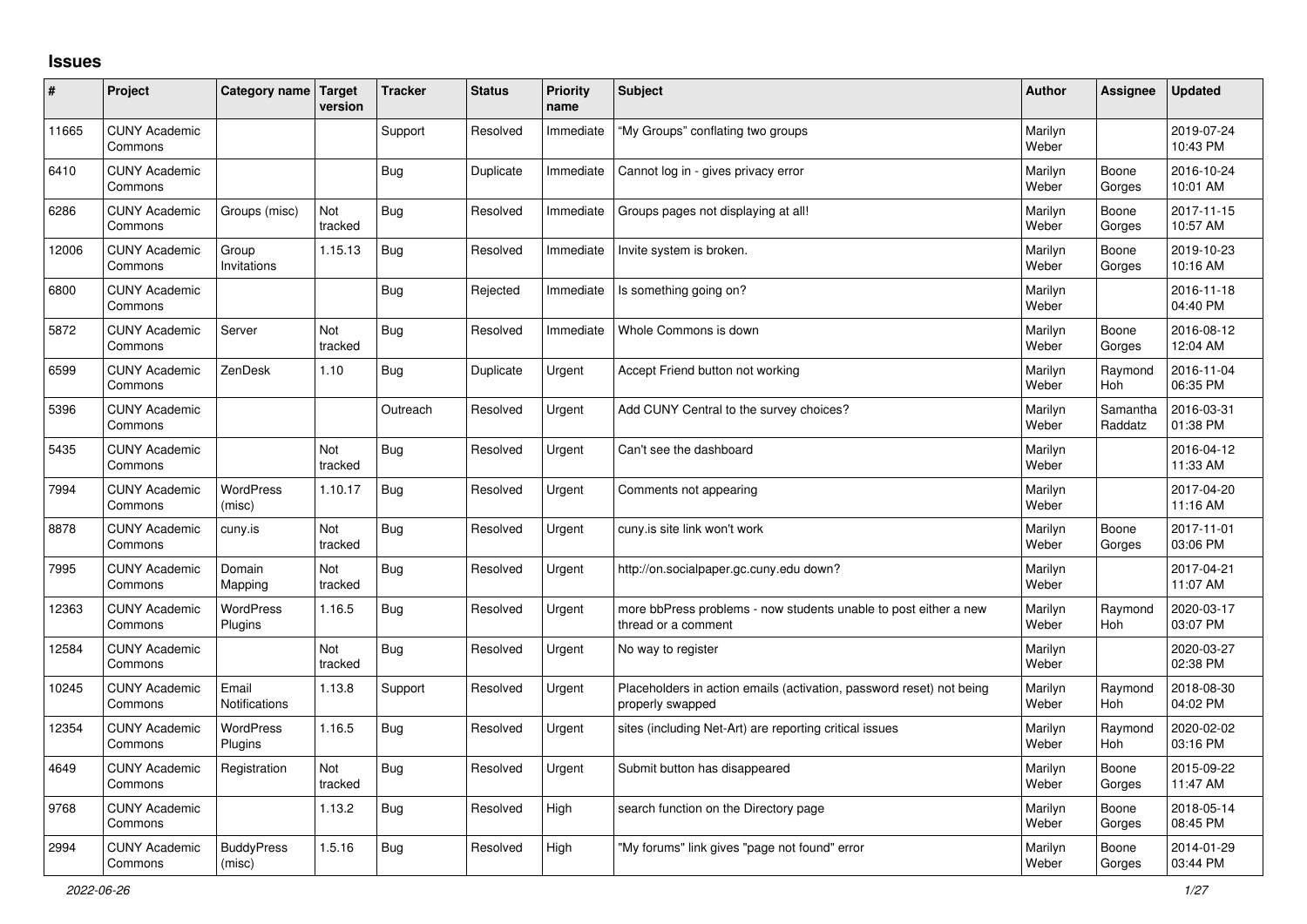# Issues

| # | Project | Category name | Target version | Tracker | Status | Priority name | Subject | Author | Assignee | Updated |
|---|---|---|---|---|---|---|---|---|---|---|
| 11665 | CUNY Academic Commons | | | Support | Resolved | Immediate | "My Groups" conflating two groups | Marilyn Weber | | 2019-07-24 10:43 PM |
| 6410 | CUNY Academic Commons | | | Bug | Duplicate | Immediate | Cannot log in - gives privacy error | Marilyn Weber | Boone Gorges | 2016-10-24 10:01 AM |
| 6286 | CUNY Academic Commons | Groups (misc) | Not tracked | Bug | Resolved | Immediate | Groups pages not displaying at all! | Marilyn Weber | Boone Gorges | 2017-11-15 10:57 AM |
| 12006 | CUNY Academic Commons | Group Invitations | 1.15.13 | Bug | Resolved | Immediate | Invite system is broken. | Marilyn Weber | Boone Gorges | 2019-10-23 10:16 AM |
| 6800 | CUNY Academic Commons | | | Bug | Rejected | Immediate | Is something going on? | Marilyn Weber | | 2016-11-18 04:40 PM |
| 5872 | CUNY Academic Commons | Server | Not tracked | Bug | Resolved | Immediate | Whole Commons is down | Marilyn Weber | Boone Gorges | 2016-08-12 12:04 AM |
| 6599 | CUNY Academic Commons | ZenDesk | 1.10 | Bug | Duplicate | Urgent | Accept Friend button not working | Marilyn Weber | Raymond Hoh | 2016-11-04 06:35 PM |
| 5396 | CUNY Academic Commons | | | Outreach | Resolved | Urgent | Add CUNY Central to the survey choices? | Marilyn Weber | Samantha Raddatz | 2016-03-31 01:38 PM |
| 5435 | CUNY Academic Commons | | Not tracked | Bug | Resolved | Urgent | Can't see the dashboard | Marilyn Weber | | 2016-04-12 11:33 AM |
| 7994 | CUNY Academic Commons | WordPress (misc) | 1.10.17 | Bug | Resolved | Urgent | Comments not appearing | Marilyn Weber | | 2017-04-20 11:16 AM |
| 8878 | CUNY Academic Commons | cuny.is | Not tracked | Bug | Resolved | Urgent | cuny.is site link won't work | Marilyn Weber | Boone Gorges | 2017-11-01 03:06 PM |
| 7995 | CUNY Academic Commons | Domain Mapping | Not tracked | Bug | Resolved | Urgent | http://on.socialpaper.gc.cuny.edu down? | Marilyn Weber | | 2017-04-21 11:07 AM |
| 12363 | CUNY Academic Commons | WordPress Plugins | 1.16.5 | Bug | Resolved | Urgent | more bbPress problems - now students unable to post either a new thread or a comment | Marilyn Weber | Raymond Hoh | 2020-03-17 03:07 PM |
| 12584 | CUNY Academic Commons | | Not tracked | Bug | Resolved | Urgent | No way to register | Marilyn Weber | | 2020-03-27 02:38 PM |
| 10245 | CUNY Academic Commons | Email Notifications | 1.13.8 | Support | Resolved | Urgent | Placeholders in action emails (activation, password reset) not being properly swapped | Marilyn Weber | Raymond Hoh | 2018-08-30 04:02 PM |
| 12354 | CUNY Academic Commons | WordPress Plugins | 1.16.5 | Bug | Resolved | Urgent | sites (including Net-Art) are reporting critical issues | Marilyn Weber | Raymond Hoh | 2020-02-02 03:16 PM |
| 4649 | CUNY Academic Commons | Registration | Not tracked | Bug | Resolved | Urgent | Submit button has disappeared | Marilyn Weber | Boone Gorges | 2015-09-22 11:47 AM |
| 9768 | CUNY Academic Commons | | 1.13.2 | Bug | Resolved | High | search function on the Directory page | Marilyn Weber | Boone Gorges | 2018-05-14 08:45 PM |
| 2994 | CUNY Academic Commons | BuddyPress (misc) | 1.5.16 | Bug | Resolved | High | "My forums" link gives "page not found" error | Marilyn Weber | Boone Gorges | 2014-01-29 03:44 PM |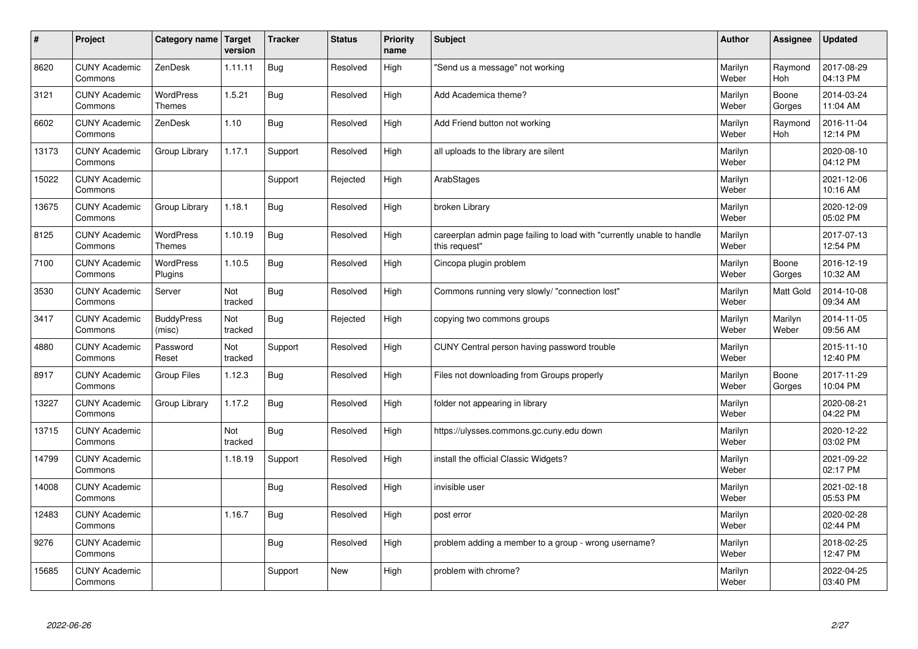| # | Project | Category name | Target version | Tracker | Status | Priority name | Subject | Author | Assignee | Updated |
|---|---|---|---|---|---|---|---|---|---|---|
| 8620 | CUNY Academic Commons | ZenDesk | 1.11.11 | Bug | Resolved | High | "Send us a message" not working | Marilyn Weber | Raymond Hoh | 2017-08-29 04:13 PM |
| 3121 | CUNY Academic Commons | WordPress Themes | 1.5.21 | Bug | Resolved | High | Add Academica theme? | Marilyn Weber | Boone Gorges | 2014-03-24 11:04 AM |
| 6602 | CUNY Academic Commons | ZenDesk | 1.10 | Bug | Resolved | High | Add Friend button not working | Marilyn Weber | Raymond Hoh | 2016-11-04 12:14 PM |
| 13173 | CUNY Academic Commons | Group Library | 1.17.1 | Support | Resolved | High | all uploads to the library are silent | Marilyn Weber | | 2020-08-10 04:12 PM |
| 15022 | CUNY Academic Commons | | | Support | Rejected | High | ArabStages | Marilyn Weber | | 2021-12-06 10:16 AM |
| 13675 | CUNY Academic Commons | Group Library | 1.18.1 | Bug | Resolved | High | broken Library | Marilyn Weber | | 2020-12-09 05:02 PM |
| 8125 | CUNY Academic Commons | WordPress Themes | 1.10.19 | Bug | Resolved | High | careerplan admin page failing to load with "currently unable to handle this request" | Marilyn Weber | | 2017-07-13 12:54 PM |
| 7100 | CUNY Academic Commons | WordPress Plugins | 1.10.5 | Bug | Resolved | High | Cincopa plugin problem | Marilyn Weber | Boone Gorges | 2016-12-19 10:32 AM |
| 3530 | CUNY Academic Commons | Server | Not tracked | Bug | Resolved | High | Commons running very slowly/ "connection lost" | Marilyn Weber | Matt Gold | 2014-10-08 09:34 AM |
| 3417 | CUNY Academic Commons | BuddyPress (misc) | Not tracked | Bug | Rejected | High | copying two commons groups | Marilyn Weber | Marilyn Weber | 2014-11-05 09:56 AM |
| 4880 | CUNY Academic Commons | Password Reset | Not tracked | Support | Resolved | High | CUNY Central person having password trouble | Marilyn Weber | | 2015-11-10 12:40 PM |
| 8917 | CUNY Academic Commons | Group Files | 1.12.3 | Bug | Resolved | High | Files not downloading from Groups properly | Marilyn Weber | Boone Gorges | 2017-11-29 10:04 PM |
| 13227 | CUNY Academic Commons | Group Library | 1.17.2 | Bug | Resolved | High | folder not appearing in library | Marilyn Weber | | 2020-08-21 04:22 PM |
| 13715 | CUNY Academic Commons | | Not tracked | Bug | Resolved | High | https://ulysses.commons.gc.cuny.edu down | Marilyn Weber | | 2020-12-22 03:02 PM |
| 14799 | CUNY Academic Commons | | 1.18.19 | Support | Resolved | High | install the official Classic Widgets? | Marilyn Weber | | 2021-09-22 02:17 PM |
| 14008 | CUNY Academic Commons | | | Bug | Resolved | High | invisible user | Marilyn Weber | | 2021-02-18 05:53 PM |
| 12483 | CUNY Academic Commons | | 1.16.7 | Bug | Resolved | High | post error | Marilyn Weber | | 2020-02-28 02:44 PM |
| 9276 | CUNY Academic Commons | | | Bug | Resolved | High | problem adding a member to a group - wrong username? | Marilyn Weber | | 2018-02-25 12:47 PM |
| 15685 | CUNY Academic Commons | | | Support | New | High | problem with chrome? | Marilyn Weber | | 2022-04-25 03:40 PM |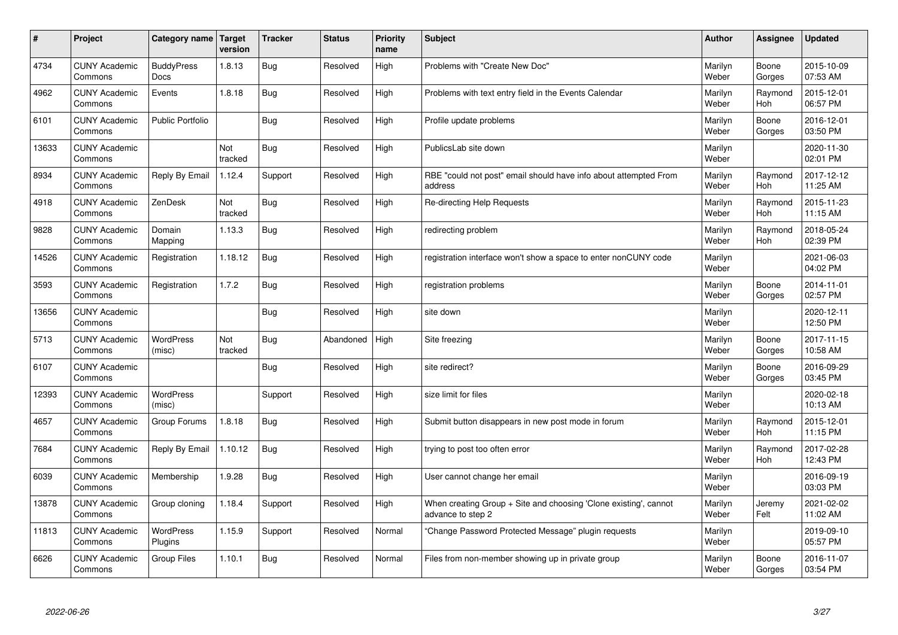| # | Project | Category name | Target version | Tracker | Status | Priority name | Subject | Author | Assignee | Updated |
|---|---|---|---|---|---|---|---|---|---|---|
| 4734 | CUNY Academic Commons | BuddyPress Docs | 1.8.13 | Bug | Resolved | High | Problems with "Create New Doc" | Marilyn Weber | Boone Gorges | 2015-10-09 07:53 AM |
| 4962 | CUNY Academic Commons | Events | 1.8.18 | Bug | Resolved | High | Problems with text entry field in the Events Calendar | Marilyn Weber | Raymond Hoh | 2015-12-01 06:57 PM |
| 6101 | CUNY Academic Commons | Public Portfolio | | Bug | Resolved | High | Profile update problems | Marilyn Weber | Boone Gorges | 2016-12-01 03:50 PM |
| 13633 | CUNY Academic Commons | | Not tracked | Bug | Resolved | High | PublicsLab site down | Marilyn Weber | | 2020-11-30 02:01 PM |
| 8934 | CUNY Academic Commons | Reply By Email | 1.12.4 | Support | Resolved | High | RBE "could not post" email should have info about attempted From address | Marilyn Weber | Raymond Hoh | 2017-12-12 11:25 AM |
| 4918 | CUNY Academic Commons | ZenDesk | Not tracked | Bug | Resolved | High | Re-directing Help Requests | Marilyn Weber | Raymond Hoh | 2015-11-23 11:15 AM |
| 9828 | CUNY Academic Commons | Domain Mapping | 1.13.3 | Bug | Resolved | High | redirecting problem | Marilyn Weber | Raymond Hoh | 2018-05-24 02:39 PM |
| 14526 | CUNY Academic Commons | Registration | 1.18.12 | Bug | Resolved | High | registration interface won't show a space to enter nonCUNY code | Marilyn Weber | | 2021-06-03 04:02 PM |
| 3593 | CUNY Academic Commons | Registration | 1.7.2 | Bug | Resolved | High | registration problems | Marilyn Weber | Boone Gorges | 2014-11-01 02:57 PM |
| 13656 | CUNY Academic Commons | | | Bug | Resolved | High | site down | Marilyn Weber | | 2020-12-11 12:50 PM |
| 5713 | CUNY Academic Commons | WordPress (misc) | Not tracked | Bug | Abandoned | High | Site freezing | Marilyn Weber | Boone Gorges | 2017-11-15 10:58 AM |
| 6107 | CUNY Academic Commons | | | Bug | Resolved | High | site redirect? | Marilyn Weber | Boone Gorges | 2016-09-29 03:45 PM |
| 12393 | CUNY Academic Commons | WordPress (misc) | | Support | Resolved | High | size limit for files | Marilyn Weber | | 2020-02-18 10:13 AM |
| 4657 | CUNY Academic Commons | Group Forums | 1.8.18 | Bug | Resolved | High | Submit button disappears in new post mode in forum | Marilyn Weber | Raymond Hoh | 2015-12-01 11:15 PM |
| 7684 | CUNY Academic Commons | Reply By Email | 1.10.12 | Bug | Resolved | High | trying to post too often error | Marilyn Weber | Raymond Hoh | 2017-02-28 12:43 PM |
| 6039 | CUNY Academic Commons | Membership | 1.9.28 | Bug | Resolved | High | User cannot change her email | Marilyn Weber | | 2016-09-19 03:03 PM |
| 13878 | CUNY Academic Commons | Group cloning | 1.18.4 | Support | Resolved | High | When creating Group + Site and choosing 'Clone existing', cannot advance to step 2 | Marilyn Weber | Jeremy Felt | 2021-02-02 11:02 AM |
| 11813 | CUNY Academic Commons | WordPress Plugins | 1.15.9 | Support | Resolved | Normal | "Change Password Protected Message" plugin requests | Marilyn Weber | | 2019-09-10 05:57 PM |
| 6626 | CUNY Academic Commons | Group Files | 1.10.1 | Bug | Resolved | Normal | Files from non-member showing up in private group | Marilyn Weber | Boone Gorges | 2016-11-07 03:54 PM |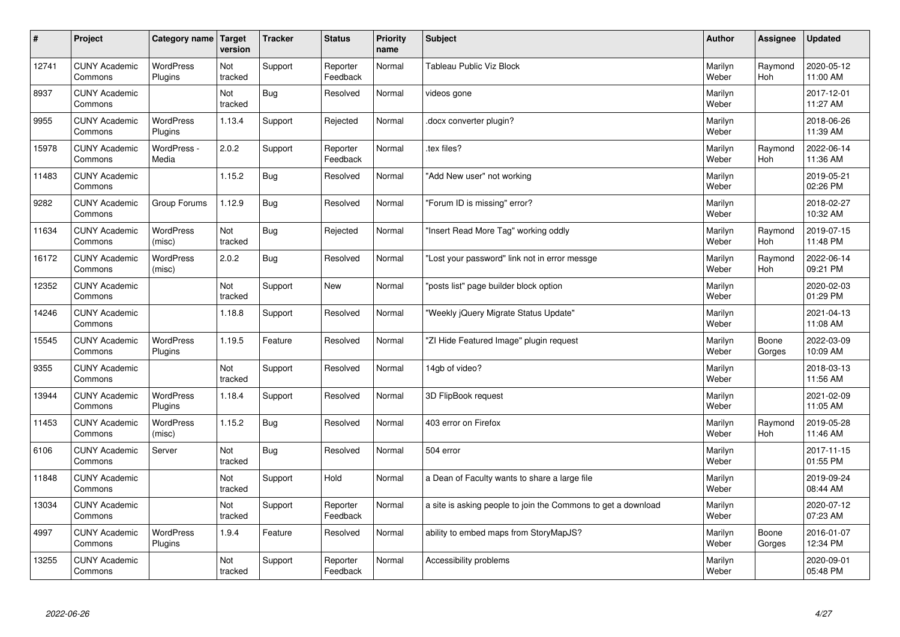| # | Project | Category name | Target version | Tracker | Status | Priority name | Subject | Author | Assignee | Updated |
|---|---|---|---|---|---|---|---|---|---|---|
| 12741 | CUNY Academic Commons | WordPress Plugins | Not tracked | Support | Reporter Feedback | Normal | Tableau Public Viz Block | Marilyn Weber | Raymond Hoh | 2020-05-12 11:00 AM |
| 8937 | CUNY Academic Commons | | Not tracked | Bug | Resolved | Normal | videos gone | Marilyn Weber | | 2017-12-01 11:27 AM |
| 9955 | CUNY Academic Commons | WordPress Plugins | 1.13.4 | Support | Rejected | Normal | .docx converter plugin? | Marilyn Weber | | 2018-06-26 11:39 AM |
| 15978 | CUNY Academic Commons | WordPress - Media | 2.0.2 | Support | Reporter Feedback | Normal | .tex files? | Marilyn Weber | Raymond Hoh | 2022-06-14 11:36 AM |
| 11483 | CUNY Academic Commons | | 1.15.2 | Bug | Resolved | Normal | "Add New user" not working | Marilyn Weber | | 2019-05-21 02:26 PM |
| 9282 | CUNY Academic Commons | Group Forums | 1.12.9 | Bug | Resolved | Normal | "Forum ID is missing" error? | Marilyn Weber | | 2018-02-27 10:32 AM |
| 11634 | CUNY Academic Commons | WordPress (misc) | Not tracked | Bug | Rejected | Normal | "Insert Read More Tag" working oddly | Marilyn Weber | Raymond Hoh | 2019-07-15 11:48 PM |
| 16172 | CUNY Academic Commons | WordPress (misc) | 2.0.2 | Bug | Resolved | Normal | "Lost your password" link not in error messge | Marilyn Weber | Raymond Hoh | 2022-06-14 09:21 PM |
| 12352 | CUNY Academic Commons | | Not tracked | Support | New | Normal | "posts list" page builder block option | Marilyn Weber | | 2020-02-03 01:29 PM |
| 14246 | CUNY Academic Commons | | 1.18.8 | Support | Resolved | Normal | "Weekly jQuery Migrate Status Update" | Marilyn Weber | | 2021-04-13 11:08 AM |
| 15545 | CUNY Academic Commons | WordPress Plugins | 1.19.5 | Feature | Resolved | Normal | "ZI Hide Featured Image" plugin request | Marilyn Weber | Boone Gorges | 2022-03-09 10:09 AM |
| 9355 | CUNY Academic Commons | | Not tracked | Support | Resolved | Normal | 14gb of video? | Marilyn Weber | | 2018-03-13 11:56 AM |
| 13944 | CUNY Academic Commons | WordPress Plugins | 1.18.4 | Support | Resolved | Normal | 3D FlipBook request | Marilyn Weber | | 2021-02-09 11:05 AM |
| 11453 | CUNY Academic Commons | WordPress (misc) | 1.15.2 | Bug | Resolved | Normal | 403 error on Firefox | Marilyn Weber | Raymond Hoh | 2019-05-28 11:46 AM |
| 6106 | CUNY Academic Commons | Server | Not tracked | Bug | Resolved | Normal | 504 error | Marilyn Weber | | 2017-11-15 01:55 PM |
| 11848 | CUNY Academic Commons | | Not tracked | Support | Hold | Normal | a Dean of Faculty wants to share a large file | Marilyn Weber | | 2019-09-24 08:44 AM |
| 13034 | CUNY Academic Commons | | Not tracked | Support | Reporter Feedback | Normal | a site is asking people to join the Commons to get a download | Marilyn Weber | | 2020-07-12 07:23 AM |
| 4997 | CUNY Academic Commons | WordPress Plugins | 1.9.4 | Feature | Resolved | Normal | ability to embed maps from StoryMapJS? | Marilyn Weber | Boone Gorges | 2016-01-07 12:34 PM |
| 13255 | CUNY Academic Commons | | Not tracked | Support | Reporter Feedback | Normal | Accessibility problems | Marilyn Weber | | 2020-09-01 05:48 PM |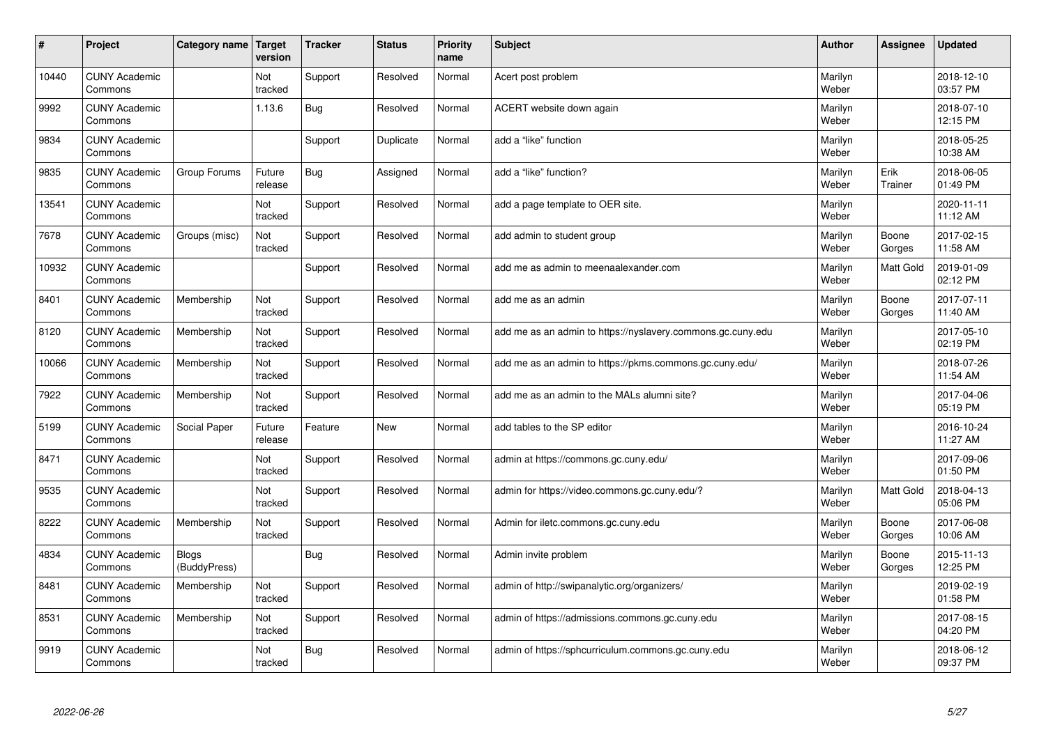| # | Project | Category name | Target version | Tracker | Status | Priority name | Subject | Author | Assignee | Updated |
|---|---|---|---|---|---|---|---|---|---|---|
| 10440 | CUNY Academic Commons | | Not tracked | Support | Resolved | Normal | Acert post problem | Marilyn Weber | | 2018-12-10 03:57 PM |
| 9992 | CUNY Academic Commons | | 1.13.6 | Bug | Resolved | Normal | ACERT website down again | Marilyn Weber | | 2018-07-10 12:15 PM |
| 9834 | CUNY Academic Commons | | | Support | Duplicate | Normal | add a "like" function | Marilyn Weber | | 2018-05-25 10:38 AM |
| 9835 | CUNY Academic Commons | Group Forums | Future release | Bug | Assigned | Normal | add a "like" function? | Marilyn Weber | Erik Trainer | 2018-06-05 01:49 PM |
| 13541 | CUNY Academic Commons | | Not tracked | Support | Resolved | Normal | add a page template to OER site. | Marilyn Weber | | 2020-11-11 11:12 AM |
| 7678 | CUNY Academic Commons | Groups (misc) | Not tracked | Support | Resolved | Normal | add admin to student group | Marilyn Weber | Boone Gorges | 2017-02-15 11:58 AM |
| 10932 | CUNY Academic Commons | | | Support | Resolved | Normal | add me as admin to meenaalexander.com | Marilyn Weber | Matt Gold | 2019-01-09 02:12 PM |
| 8401 | CUNY Academic Commons | Membership | Not tracked | Support | Resolved | Normal | add me as an admin | Marilyn Weber | Boone Gorges | 2017-07-11 11:40 AM |
| 8120 | CUNY Academic Commons | Membership | Not tracked | Support | Resolved | Normal | add me as an admin to https://nyslavery.commons.gc.cuny.edu | Marilyn Weber | | 2017-05-10 02:19 PM |
| 10066 | CUNY Academic Commons | Membership | Not tracked | Support | Resolved | Normal | add me as an admin to https://pkms.commons.gc.cuny.edu/ | Marilyn Weber | | 2018-07-26 11:54 AM |
| 7922 | CUNY Academic Commons | Membership | Not tracked | Support | Resolved | Normal | add me as an admin to the MALs alumni site? | Marilyn Weber | | 2017-04-06 05:19 PM |
| 5199 | CUNY Academic Commons | Social Paper | Future release | Feature | New | Normal | add tables to the SP editor | Marilyn Weber | | 2016-10-24 11:27 AM |
| 8471 | CUNY Academic Commons | | Not tracked | Support | Resolved | Normal | admin at https://commons.gc.cuny.edu/ | Marilyn Weber | | 2017-09-06 01:50 PM |
| 9535 | CUNY Academic Commons | | Not tracked | Support | Resolved | Normal | admin for https://video.commons.gc.cuny.edu/? | Marilyn Weber | Matt Gold | 2018-04-13 05:06 PM |
| 8222 | CUNY Academic Commons | Membership | Not tracked | Support | Resolved | Normal | Admin for iletc.commons.gc.cuny.edu | Marilyn Weber | Boone Gorges | 2017-06-08 10:06 AM |
| 4834 | CUNY Academic Commons | Blogs (BuddyPress) | | Bug | Resolved | Normal | Admin invite problem | Marilyn Weber | Boone Gorges | 2015-11-13 12:25 PM |
| 8481 | CUNY Academic Commons | Membership | Not tracked | Support | Resolved | Normal | admin of http://swipanalytic.org/organizers/ | Marilyn Weber | | 2019-02-19 01:58 PM |
| 8531 | CUNY Academic Commons | Membership | Not tracked | Support | Resolved | Normal | admin of https://admissions.commons.gc.cuny.edu | Marilyn Weber | | 2017-08-15 04:20 PM |
| 9919 | CUNY Academic Commons | | Not tracked | Bug | Resolved | Normal | admin of https://sphcurriculum.commons.gc.cuny.edu | Marilyn Weber | | 2018-06-12 09:37 PM |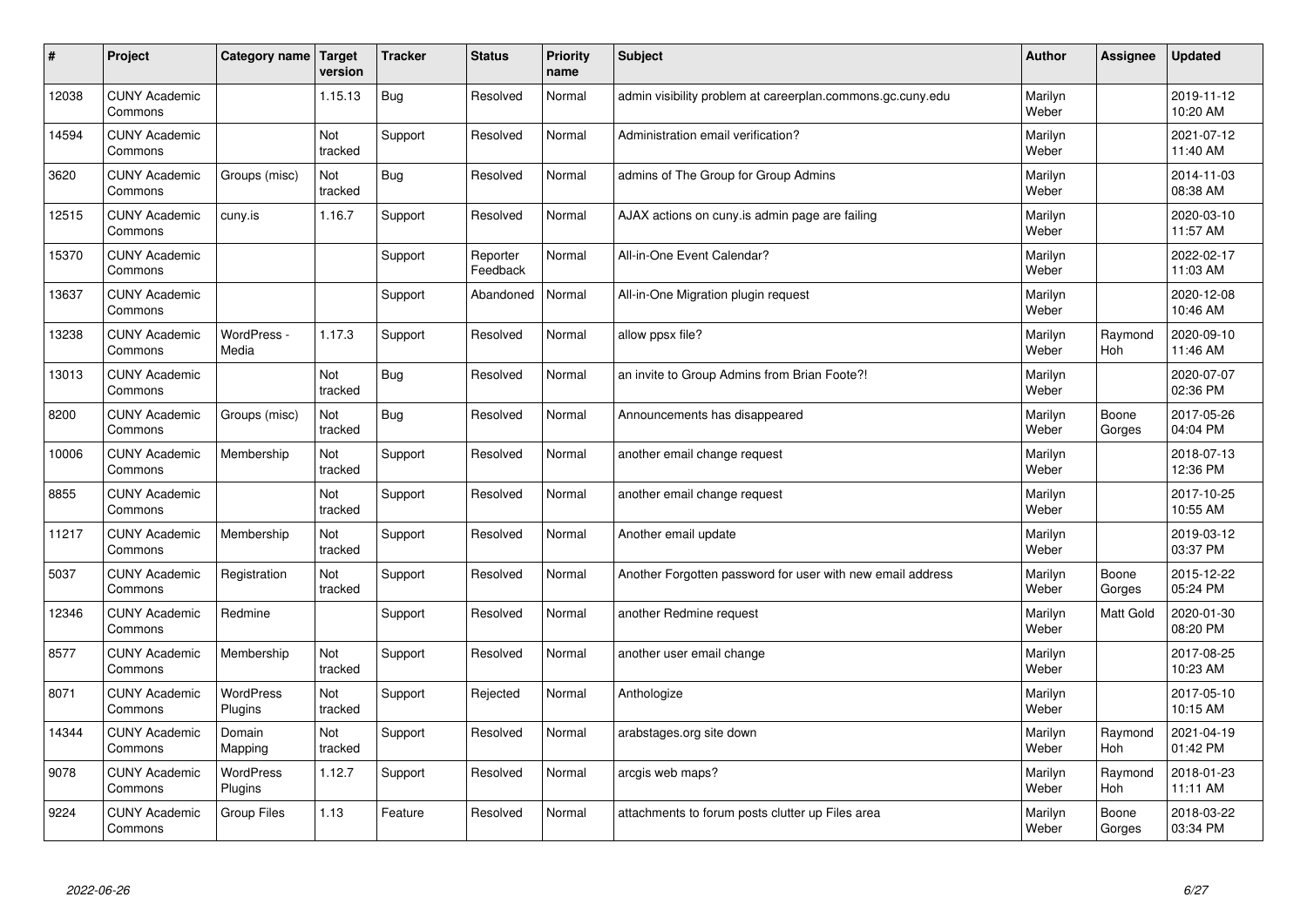| # | Project | Category name | Target version | Tracker | Status | Priority name | Subject | Author | Assignee | Updated |
|---|---|---|---|---|---|---|---|---|---|---|
| 12038 | CUNY Academic Commons | | 1.15.13 | Bug | Resolved | Normal | admin visibility problem at careerplan.commons.gc.cuny.edu | Marilyn Weber | | 2019-11-12 10:20 AM |
| 14594 | CUNY Academic Commons | | Not tracked | Support | Resolved | Normal | Administration email verification? | Marilyn Weber | | 2021-07-12 11:40 AM |
| 3620 | CUNY Academic Commons | Groups (misc) | Not tracked | Bug | Resolved | Normal | admins of The Group for Group Admins | Marilyn Weber | | 2014-11-03 08:38 AM |
| 12515 | CUNY Academic Commons | cuny.is | 1.16.7 | Support | Resolved | Normal | AJAX actions on cuny.is admin page are failing | Marilyn Weber | | 2020-03-10 11:57 AM |
| 15370 | CUNY Academic Commons | | | Support | Reporter Feedback | Normal | All-in-One Event Calendar? | Marilyn Weber | | 2022-02-17 11:03 AM |
| 13637 | CUNY Academic Commons | | | Support | Abandoned | Normal | All-in-One Migration plugin request | Marilyn Weber | | 2020-12-08 10:46 AM |
| 13238 | CUNY Academic Commons | WordPress - Media | 1.17.3 | Support | Resolved | Normal | allow ppsx file? | Marilyn Weber | Raymond Hoh | 2020-09-10 11:46 AM |
| 13013 | CUNY Academic Commons | | Not tracked | Bug | Resolved | Normal | an invite to Group Admins from Brian Foote?! | Marilyn Weber | | 2020-07-07 02:36 PM |
| 8200 | CUNY Academic Commons | Groups (misc) | Not tracked | Bug | Resolved | Normal | Announcements has disappeared | Marilyn Weber | Boone Gorges | 2017-05-26 04:04 PM |
| 10006 | CUNY Academic Commons | Membership | Not tracked | Support | Resolved | Normal | another email change request | Marilyn Weber | | 2018-07-13 12:36 PM |
| 8855 | CUNY Academic Commons | | Not tracked | Support | Resolved | Normal | another email change request | Marilyn Weber | | 2017-10-25 10:55 AM |
| 11217 | CUNY Academic Commons | Membership | Not tracked | Support | Resolved | Normal | Another email update | Marilyn Weber | | 2019-03-12 03:37 PM |
| 5037 | CUNY Academic Commons | Registration | Not tracked | Support | Resolved | Normal | Another Forgotten password for user with new email address | Marilyn Weber | Boone Gorges | 2015-12-22 05:24 PM |
| 12346 | CUNY Academic Commons | Redmine | | Support | Resolved | Normal | another Redmine request | Marilyn Weber | Matt Gold | 2020-01-30 08:20 PM |
| 8577 | CUNY Academic Commons | Membership | Not tracked | Support | Resolved | Normal | another user email change | Marilyn Weber | | 2017-08-25 10:23 AM |
| 8071 | CUNY Academic Commons | WordPress Plugins | Not tracked | Support | Rejected | Normal | Anthologize | Marilyn Weber | | 2017-05-10 10:15 AM |
| 14344 | CUNY Academic Commons | Domain Mapping | Not tracked | Support | Resolved | Normal | arabstages.org site down | Marilyn Weber | Raymond Hoh | 2021-04-19 01:42 PM |
| 9078 | CUNY Academic Commons | WordPress Plugins | 1.12.7 | Support | Resolved | Normal | arcgis web maps? | Marilyn Weber | Raymond Hoh | 2018-01-23 11:11 AM |
| 9224 | CUNY Academic Commons | Group Files | 1.13 | Feature | Resolved | Normal | attachments to forum posts clutter up Files area | Marilyn Weber | Boone Gorges | 2018-03-22 03:34 PM |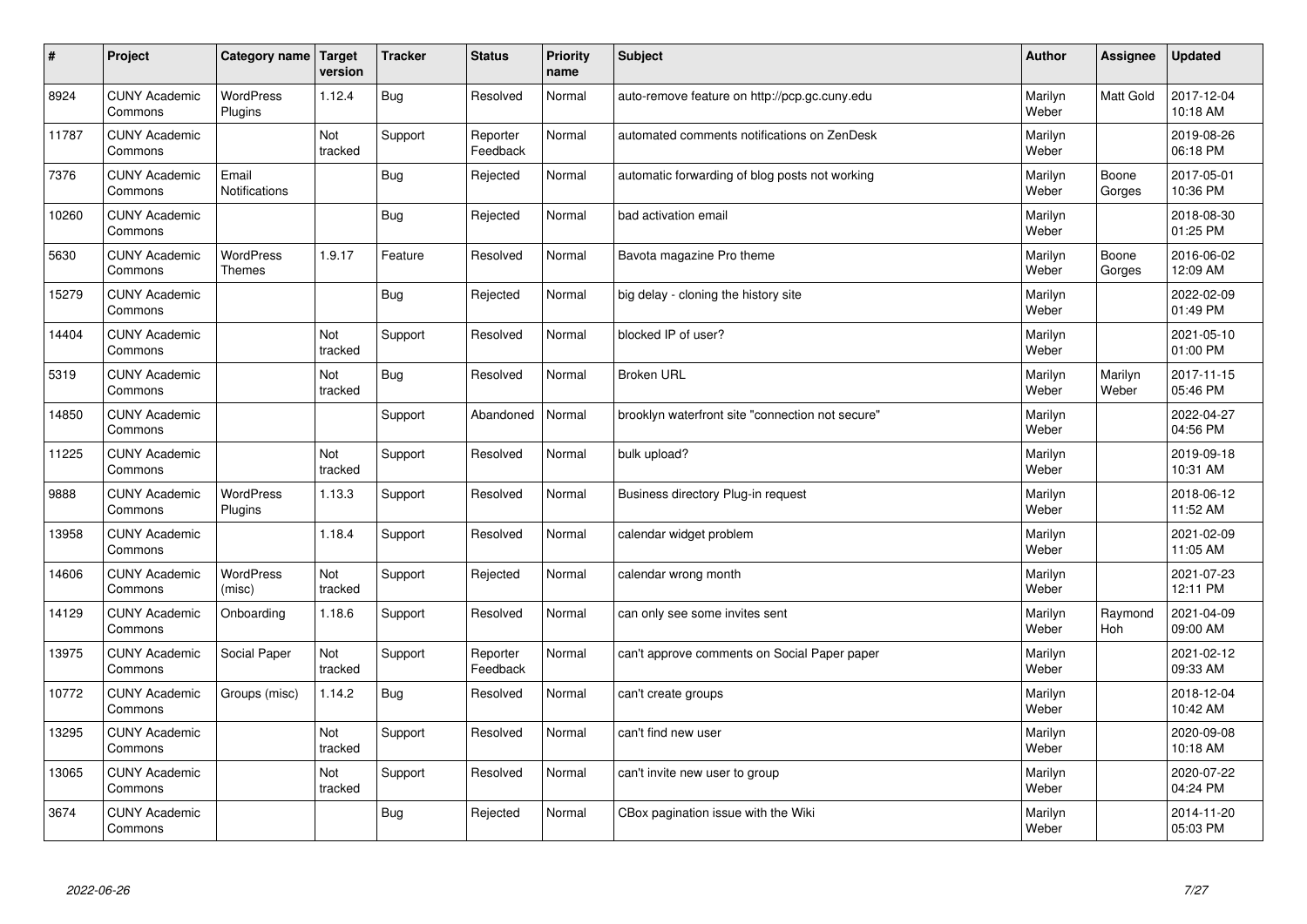| # | Project | Category name | Target version | Tracker | Status | Priority name | Subject | Author | Assignee | Updated |
|---|---|---|---|---|---|---|---|---|---|---|
| 8924 | CUNY Academic Commons | WordPress Plugins | 1.12.4 | Bug | Resolved | Normal | auto-remove feature on http://pcp.gc.cuny.edu | Marilyn Weber | Matt Gold | 2017-12-04 10:18 AM |
| 11787 | CUNY Academic Commons | | Not tracked | Support | Reporter Feedback | Normal | automated comments notifications on ZenDesk | Marilyn Weber | | 2019-08-26 06:18 PM |
| 7376 | CUNY Academic Commons | Email Notifications | | Bug | Rejected | Normal | automatic forwarding of blog posts not working | Marilyn Weber | Boone Gorges | 2017-05-01 10:36 PM |
| 10260 | CUNY Academic Commons | | | Bug | Rejected | Normal | bad activation email | Marilyn Weber | | 2018-08-30 01:25 PM |
| 5630 | CUNY Academic Commons | WordPress Themes | 1.9.17 | Feature | Resolved | Normal | Bavota magazine Pro theme | Marilyn Weber | Boone Gorges | 2016-06-02 12:09 AM |
| 15279 | CUNY Academic Commons | | | Bug | Rejected | Normal | big delay - cloning the history site | Marilyn Weber | | 2022-02-09 01:49 PM |
| 14404 | CUNY Academic Commons | | Not tracked | Support | Resolved | Normal | blocked IP of user? | Marilyn Weber | | 2021-05-10 01:00 PM |
| 5319 | CUNY Academic Commons | | Not tracked | Bug | Resolved | Normal | Broken URL | Marilyn Weber | Marilyn Weber | 2017-11-15 05:46 PM |
| 14850 | CUNY Academic Commons | | | Support | Abandoned | Normal | brooklyn waterfront site "connection not secure" | Marilyn Weber | | 2022-04-27 04:56 PM |
| 11225 | CUNY Academic Commons | | Not tracked | Support | Resolved | Normal | bulk upload? | Marilyn Weber | | 2019-09-18 10:31 AM |
| 9888 | CUNY Academic Commons | WordPress Plugins | 1.13.3 | Support | Resolved | Normal | Business directory Plug-in request | Marilyn Weber | | 2018-06-12 11:52 AM |
| 13958 | CUNY Academic Commons | | 1.18.4 | Support | Resolved | Normal | calendar widget problem | Marilyn Weber | | 2021-02-09 11:05 AM |
| 14606 | CUNY Academic Commons | WordPress (misc) | Not tracked | Support | Rejected | Normal | calendar wrong month | Marilyn Weber | | 2021-07-23 12:11 PM |
| 14129 | CUNY Academic Commons | Onboarding | 1.18.6 | Support | Resolved | Normal | can only see some invites sent | Marilyn Weber | Raymond Hoh | 2021-04-09 09:00 AM |
| 13975 | CUNY Academic Commons | Social Paper | Not tracked | Support | Reporter Feedback | Normal | can't approve comments on Social Paper paper | Marilyn Weber | | 2021-02-12 09:33 AM |
| 10772 | CUNY Academic Commons | Groups (misc) | 1.14.2 | Bug | Resolved | Normal | can't create groups | Marilyn Weber | | 2018-12-04 10:42 AM |
| 13295 | CUNY Academic Commons | | Not tracked | Support | Resolved | Normal | can't find new user | Marilyn Weber | | 2020-09-08 10:18 AM |
| 13065 | CUNY Academic Commons | | Not tracked | Support | Resolved | Normal | can't invite new user to group | Marilyn Weber | | 2020-07-22 04:24 PM |
| 3674 | CUNY Academic Commons | | | Bug | Rejected | Normal | CBox pagination issue with the Wiki | Marilyn Weber | | 2014-11-20 05:03 PM |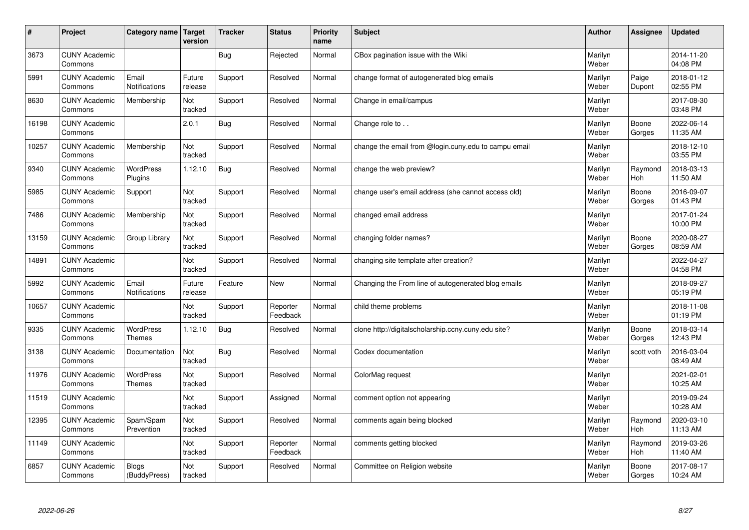| # | Project | Category name | Target version | Tracker | Status | Priority name | Subject | Author | Assignee | Updated |
|---|---|---|---|---|---|---|---|---|---|---|
| 3673 | CUNY Academic Commons | | | Bug | Rejected | Normal | CBox pagination issue with the Wiki | Marilyn Weber | | 2014-11-20 04:08 PM |
| 5991 | CUNY Academic Commons | Email Notifications | Future release | Support | Resolved | Normal | change format of autogenerated blog emails | Marilyn Weber | Paige Dupont | 2018-01-12 02:55 PM |
| 8630 | CUNY Academic Commons | Membership | Not tracked | Support | Resolved | Normal | Change in email/campus | Marilyn Weber | | 2017-08-30 03:48 PM |
| 16198 | CUNY Academic Commons | | 2.0.1 | Bug | Resolved | Normal | Change role to . . | Marilyn Weber | Boone Gorges | 2022-06-14 11:35 AM |
| 10257 | CUNY Academic Commons | Membership | Not tracked | Support | Resolved | Normal | change the email from @login.cuny.edu to campu email | Marilyn Weber | | 2018-12-10 03:55 PM |
| 9340 | CUNY Academic Commons | WordPress Plugins | 1.12.10 | Bug | Resolved | Normal | change the web preview? | Marilyn Weber | Raymond Hoh | 2018-03-13 11:50 AM |
| 5985 | CUNY Academic Commons | Support | Not tracked | Support | Resolved | Normal | change user's email address (she cannot access old) | Marilyn Weber | Boone Gorges | 2016-09-07 01:43 PM |
| 7486 | CUNY Academic Commons | Membership | Not tracked | Support | Resolved | Normal | changed email address | Marilyn Weber | | 2017-01-24 10:00 PM |
| 13159 | CUNY Academic Commons | Group Library | Not tracked | Support | Resolved | Normal | changing folder names? | Marilyn Weber | Boone Gorges | 2020-08-27 08:59 AM |
| 14891 | CUNY Academic Commons | | Not tracked | Support | Resolved | Normal | changing site template after creation? | Marilyn Weber | | 2022-04-27 04:58 PM |
| 5992 | CUNY Academic Commons | Email Notifications | Future release | Feature | New | Normal | Changing the From line of autogenerated blog emails | Marilyn Weber | | 2018-09-27 05:19 PM |
| 10657 | CUNY Academic Commons | | Not tracked | Support | Reporter Feedback | Normal | child theme problems | Marilyn Weber | | 2018-11-08 01:19 PM |
| 9335 | CUNY Academic Commons | WordPress Themes | 1.12.10 | Bug | Resolved | Normal | clone http://digitalscholarship.ccny.cuny.edu site? | Marilyn Weber | Boone Gorges | 2018-03-14 12:43 PM |
| 3138 | CUNY Academic Commons | Documentation | Not tracked | Bug | Resolved | Normal | Codex documentation | Marilyn Weber | scott voth | 2016-03-04 08:49 AM |
| 11976 | CUNY Academic Commons | WordPress Themes | Not tracked | Support | Resolved | Normal | ColorMag request | Marilyn Weber | | 2021-02-01 10:25 AM |
| 11519 | CUNY Academic Commons | | Not tracked | Support | Assigned | Normal | comment option not appearing | Marilyn Weber | | 2019-09-24 10:28 AM |
| 12395 | CUNY Academic Commons | Spam/Spam Prevention | Not tracked | Support | Resolved | Normal | comments again being blocked | Marilyn Weber | Raymond Hoh | 2020-03-10 11:13 AM |
| 11149 | CUNY Academic Commons | | Not tracked | Support | Reporter Feedback | Normal | comments getting blocked | Marilyn Weber | Raymond Hoh | 2019-03-26 11:40 AM |
| 6857 | CUNY Academic Commons | Blogs (BuddyPress) | Not tracked | Support | Resolved | Normal | Committee on Religion website | Marilyn Weber | Boone Gorges | 2017-08-17 10:24 AM |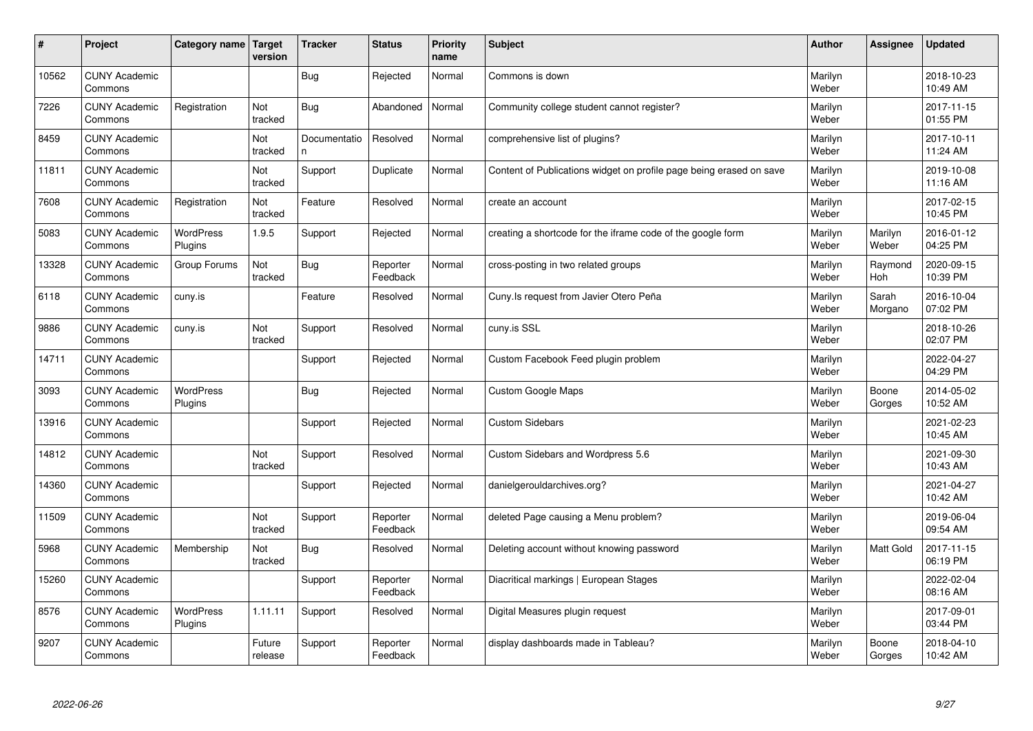| # | Project | Category name | Target version | Tracker | Status | Priority name | Subject | Author | Assignee | Updated |
|---|---|---|---|---|---|---|---|---|---|---|
| 10562 | CUNY Academic Commons | | | Bug | Rejected | Normal | Commons is down | Marilyn Weber | | 2018-10-23 10:49 AM |
| 7226 | CUNY Academic Commons | Registration | Not tracked | Bug | Abandoned | Normal | Community college student cannot register? | Marilyn Weber | | 2017-11-15 01:55 PM |
| 8459 | CUNY Academic Commons | | Not tracked | Documentation | Resolved | Normal | comprehensive list of plugins? | Marilyn Weber | | 2017-10-11 11:24 AM |
| 11811 | CUNY Academic Commons | | Not tracked | Support | Duplicate | Normal | Content of Publications widget on profile page being erased on save | Marilyn Weber | | 2019-10-08 11:16 AM |
| 7608 | CUNY Academic Commons | Registration | Not tracked | Feature | Resolved | Normal | create an account | Marilyn Weber | | 2017-02-15 10:45 PM |
| 5083 | CUNY Academic Commons | WordPress Plugins | 1.9.5 | Support | Rejected | Normal | creating a shortcode for the iframe code of the google form | Marilyn Weber | Marilyn Weber | 2016-01-12 04:25 PM |
| 13328 | CUNY Academic Commons | Group Forums | Not tracked | Bug | Reporter Feedback | Normal | cross-posting in two related groups | Marilyn Weber | Raymond Hoh | 2020-09-15 10:39 PM |
| 6118 | CUNY Academic Commons | cuny.is | | Feature | Resolved | Normal | Cuny.Is request from Javier Otero Peña | Marilyn Weber | Sarah Morgano | 2016-10-04 07:02 PM |
| 9886 | CUNY Academic Commons | cuny.is | Not tracked | Support | Resolved | Normal | cuny.is SSL | Marilyn Weber | | 2018-10-26 02:07 PM |
| 14711 | CUNY Academic Commons | | | Support | Rejected | Normal | Custom Facebook Feed plugin problem | Marilyn Weber | | 2022-04-27 04:29 PM |
| 3093 | CUNY Academic Commons | WordPress Plugins | | Bug | Rejected | Normal | Custom Google Maps | Marilyn Weber | Boone Gorges | 2014-05-02 10:52 AM |
| 13916 | CUNY Academic Commons | | | Support | Rejected | Normal | Custom Sidebars | Marilyn Weber | | 2021-02-23 10:45 AM |
| 14812 | CUNY Academic Commons | | Not tracked | Support | Resolved | Normal | Custom Sidebars and Wordpress 5.6 | Marilyn Weber | | 2021-09-30 10:43 AM |
| 14360 | CUNY Academic Commons | | | Support | Rejected | Normal | danielgerouldarchives.org? | Marilyn Weber | | 2021-04-27 10:42 AM |
| 11509 | CUNY Academic Commons | | Not tracked | Support | Reporter Feedback | Normal | deleted Page causing a Menu problem? | Marilyn Weber | | 2019-06-04 09:54 AM |
| 5968 | CUNY Academic Commons | Membership | Not tracked | Bug | Resolved | Normal | Deleting account without knowing password | Marilyn Weber | Matt Gold | 2017-11-15 06:19 PM |
| 15260 | CUNY Academic Commons | | | Support | Reporter Feedback | Normal | Diacritical markings \| European Stages | Marilyn Weber | | 2022-02-04 08:16 AM |
| 8576 | CUNY Academic Commons | WordPress Plugins | 1.11.11 | Support | Resolved | Normal | Digital Measures plugin request | Marilyn Weber | | 2017-09-01 03:44 PM |
| 9207 | CUNY Academic Commons | | Future release | Support | Reporter Feedback | Normal | display dashboards made in Tableau? | Marilyn Weber | Boone Gorges | 2018-04-10 10:42 AM |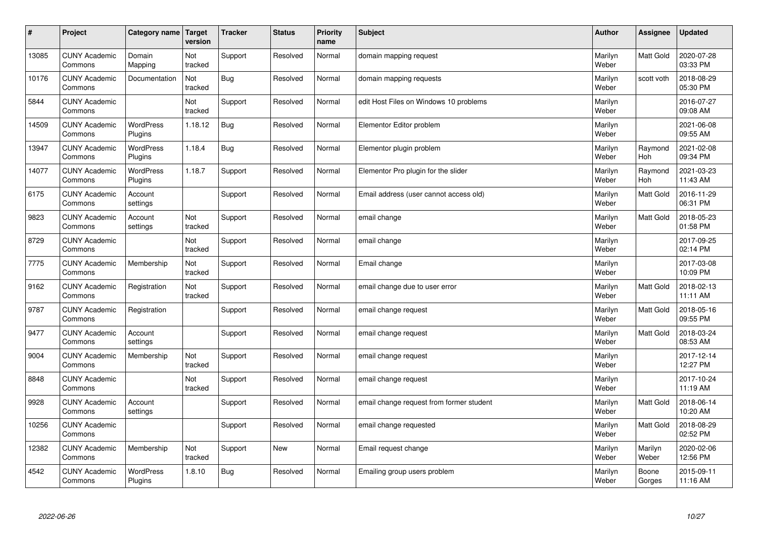| # | Project | Category name | Target version | Tracker | Status | Priority name | Subject | Author | Assignee | Updated |
|---|---|---|---|---|---|---|---|---|---|---|
| 13085 | CUNY Academic Commons | Domain Mapping | Not tracked | Support | Resolved | Normal | domain mapping request | Marilyn Weber | Matt Gold | 2020-07-28 03:33 PM |
| 10176 | CUNY Academic Commons | Documentation | Not tracked | Bug | Resolved | Normal | domain mapping requests | Marilyn Weber | scott voth | 2018-08-29 05:30 PM |
| 5844 | CUNY Academic Commons | | Not tracked | Support | Resolved | Normal | edit Host Files on Windows 10 problems | Marilyn Weber | | 2016-07-27 09:08 AM |
| 14509 | CUNY Academic Commons | WordPress Plugins | 1.18.12 | Bug | Resolved | Normal | Elementor Editor problem | Marilyn Weber | | 2021-06-08 09:55 AM |
| 13947 | CUNY Academic Commons | WordPress Plugins | 1.18.4 | Bug | Resolved | Normal | Elementor plugin problem | Marilyn Weber | Raymond Hoh | 2021-02-08 09:34 PM |
| 14077 | CUNY Academic Commons | WordPress Plugins | 1.18.7 | Support | Resolved | Normal | Elementor Pro plugin for the slider | Marilyn Weber | Raymond Hoh | 2021-03-23 11:43 AM |
| 6175 | CUNY Academic Commons | Account settings | | Support | Resolved | Normal | Email address (user cannot access old) | Marilyn Weber | Matt Gold | 2016-11-29 06:31 PM |
| 9823 | CUNY Academic Commons | Account settings | Not tracked | Support | Resolved | Normal | email change | Marilyn Weber | Matt Gold | 2018-05-23 01:58 PM |
| 8729 | CUNY Academic Commons | | Not tracked | Support | Resolved | Normal | email change | Marilyn Weber | | 2017-09-25 02:14 PM |
| 7775 | CUNY Academic Commons | Membership | Not tracked | Support | Resolved | Normal | Email change | Marilyn Weber | | 2017-03-08 10:09 PM |
| 9162 | CUNY Academic Commons | Registration | Not tracked | Support | Resolved | Normal | email change due to user error | Marilyn Weber | Matt Gold | 2018-02-13 11:11 AM |
| 9787 | CUNY Academic Commons | Registration | | Support | Resolved | Normal | email change request | Marilyn Weber | Matt Gold | 2018-05-16 09:55 PM |
| 9477 | CUNY Academic Commons | Account settings | | Support | Resolved | Normal | email change request | Marilyn Weber | Matt Gold | 2018-03-24 08:53 AM |
| 9004 | CUNY Academic Commons | Membership | Not tracked | Support | Resolved | Normal | email change request | Marilyn Weber | | 2017-12-14 12:27 PM |
| 8848 | CUNY Academic Commons | | Not tracked | Support | Resolved | Normal | email change request | Marilyn Weber | | 2017-10-24 11:19 AM |
| 9928 | CUNY Academic Commons | Account settings | | Support | Resolved | Normal | email change request from former student | Marilyn Weber | Matt Gold | 2018-06-14 10:20 AM |
| 10256 | CUNY Academic Commons | | | Support | Resolved | Normal | email change requested | Marilyn Weber | Matt Gold | 2018-08-29 02:52 PM |
| 12382 | CUNY Academic Commons | Membership | Not tracked | Support | New | Normal | Email request change | Marilyn Weber | Marilyn Weber | 2020-02-06 12:56 PM |
| 4542 | CUNY Academic Commons | WordPress Plugins | 1.8.10 | Bug | Resolved | Normal | Emailing group users problem | Marilyn Weber | Boone Gorges | 2015-09-11 11:16 AM |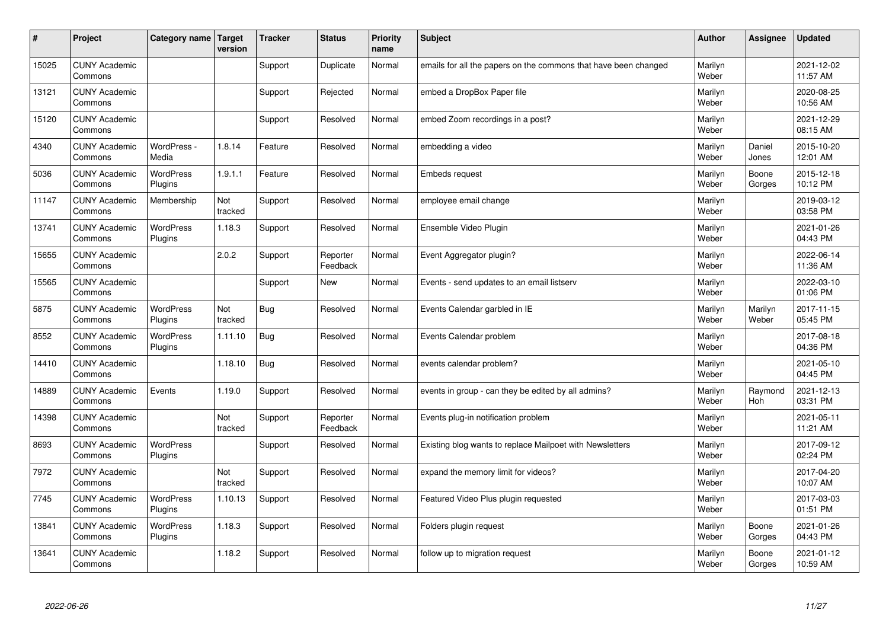| # | Project | Category name | Target version | Tracker | Status | Priority name | Subject | Author | Assignee | Updated |
|---|---|---|---|---|---|---|---|---|---|---|
| 15025 | CUNY Academic Commons | | | Support | Duplicate | Normal | emails for all the papers on the commons that have been changed | Marilyn Weber | | 2021-12-02 11:57 AM |
| 13121 | CUNY Academic Commons | | | Support | Rejected | Normal | embed a DropBox Paper file | Marilyn Weber | | 2020-08-25 10:56 AM |
| 15120 | CUNY Academic Commons | | | Support | Resolved | Normal | embed Zoom recordings in a post? | Marilyn Weber | | 2021-12-29 08:15 AM |
| 4340 | CUNY Academic Commons | WordPress - Media | 1.8.14 | Feature | Resolved | Normal | embedding a video | Marilyn Weber | Daniel Jones | 2015-10-20 12:01 AM |
| 5036 | CUNY Academic Commons | WordPress Plugins | 1.9.1.1 | Feature | Resolved | Normal | Embeds request | Marilyn Weber | Boone Gorges | 2015-12-18 10:12 PM |
| 11147 | CUNY Academic Commons | Membership | Not tracked | Support | Resolved | Normal | employee email change | Marilyn Weber | | 2019-03-12 03:58 PM |
| 13741 | CUNY Academic Commons | WordPress Plugins | 1.18.3 | Support | Resolved | Normal | Ensemble Video Plugin | Marilyn Weber | | 2021-01-26 04:43 PM |
| 15655 | CUNY Academic Commons | | 2.0.2 | Support | Reporter Feedback | Normal | Event Aggregator plugin? | Marilyn Weber | | 2022-06-14 11:36 AM |
| 15565 | CUNY Academic Commons | | | Support | New | Normal | Events - send updates to an email listserv | Marilyn Weber | | 2022-03-10 01:06 PM |
| 5875 | CUNY Academic Commons | WordPress Plugins | Not tracked | Bug | Resolved | Normal | Events Calendar garbled in IE | Marilyn Weber | Marilyn Weber | 2017-11-15 05:45 PM |
| 8552 | CUNY Academic Commons | WordPress Plugins | 1.11.10 | Bug | Resolved | Normal | Events Calendar problem | Marilyn Weber | | 2017-08-18 04:36 PM |
| 14410 | CUNY Academic Commons | | 1.18.10 | Bug | Resolved | Normal | events calendar problem? | Marilyn Weber | | 2021-05-10 04:45 PM |
| 14889 | CUNY Academic Commons | Events | 1.19.0 | Support | Resolved | Normal | events in group - can they be edited by all admins? | Marilyn Weber | Raymond Hoh | 2021-12-13 03:31 PM |
| 14398 | CUNY Academic Commons | | Not tracked | Support | Reporter Feedback | Normal | Events plug-in notification problem | Marilyn Weber | | 2021-05-11 11:21 AM |
| 8693 | CUNY Academic Commons | WordPress Plugins | | Support | Resolved | Normal | Existing blog wants to replace Mailpoet with Newsletters | Marilyn Weber | | 2017-09-12 02:24 PM |
| 7972 | CUNY Academic Commons | | Not tracked | Support | Resolved | Normal | expand the memory limit for videos? | Marilyn Weber | | 2017-04-20 10:07 AM |
| 7745 | CUNY Academic Commons | WordPress Plugins | 1.10.13 | Support | Resolved | Normal | Featured Video Plus plugin requested | Marilyn Weber | | 2017-03-03 01:51 PM |
| 13841 | CUNY Academic Commons | WordPress Plugins | 1.18.3 | Support | Resolved | Normal | Folders plugin request | Marilyn Weber | Boone Gorges | 2021-01-26 04:43 PM |
| 13641 | CUNY Academic Commons | | 1.18.2 | Support | Resolved | Normal | follow up to migration request | Marilyn Weber | Boone Gorges | 2021-01-12 10:59 AM |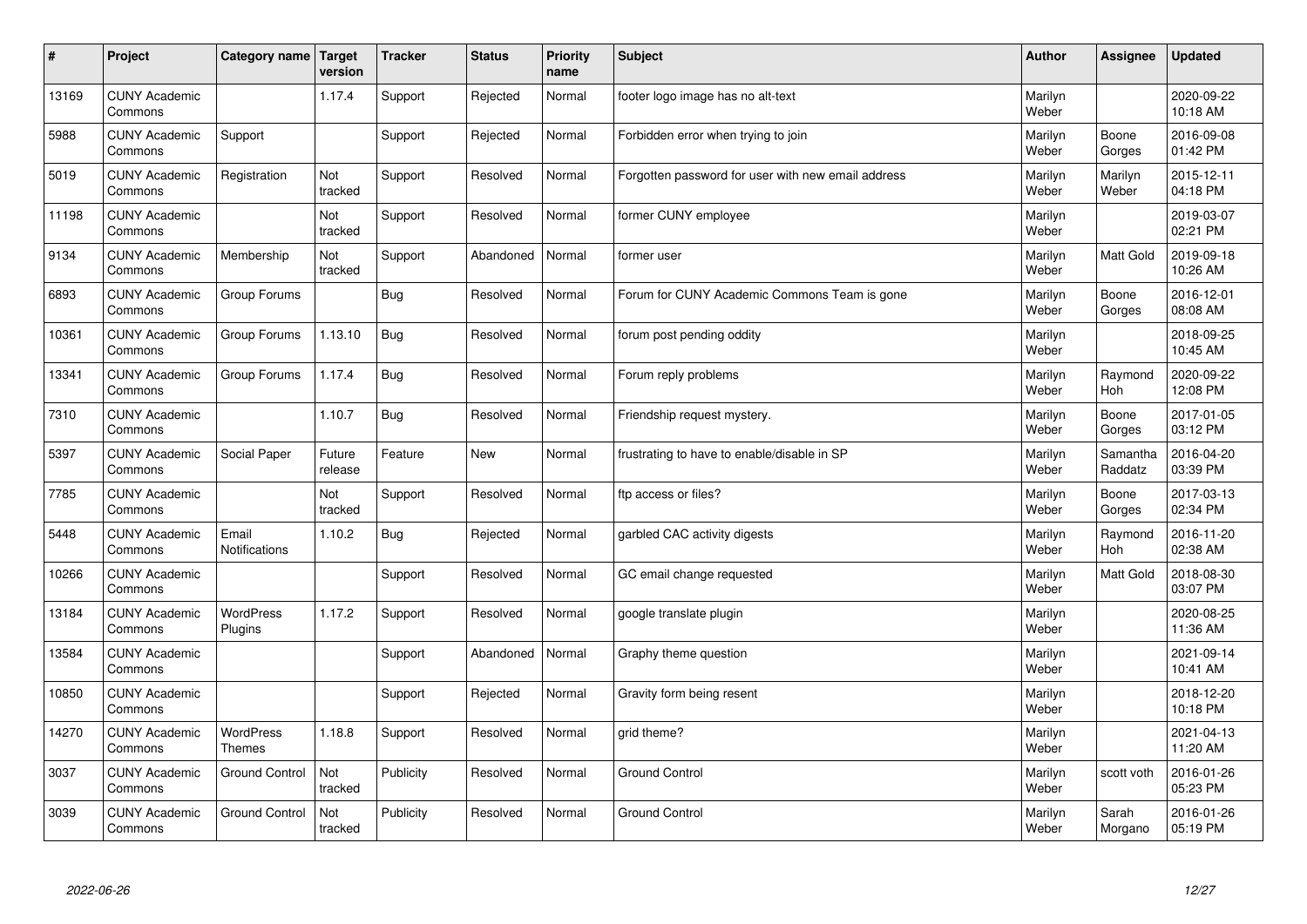| # | Project | Category name | Target version | Tracker | Status | Priority name | Subject | Author | Assignee | Updated |
|---|---|---|---|---|---|---|---|---|---|---|
| 13169 | CUNY Academic Commons | | 1.17.4 | Support | Rejected | Normal | footer logo image has no alt-text | Marilyn Weber | | 2020-09-22 10:18 AM |
| 5988 | CUNY Academic Commons | Support | | Support | Rejected | Normal | Forbidden error when trying to join | Marilyn Weber | Boone Gorges | 2016-09-08 01:42 PM |
| 5019 | CUNY Academic Commons | Registration | Not tracked | Support | Resolved | Normal | Forgotten password for user with new email address | Marilyn Weber | Marilyn Weber | 2015-12-11 04:18 PM |
| 11198 | CUNY Academic Commons | | Not tracked | Support | Resolved | Normal | former CUNY employee | Marilyn Weber | | 2019-03-07 02:21 PM |
| 9134 | CUNY Academic Commons | Membership | Not tracked | Support | Abandoned | Normal | former user | Marilyn Weber | Matt Gold | 2019-09-18 10:26 AM |
| 6893 | CUNY Academic Commons | Group Forums | | Bug | Resolved | Normal | Forum for CUNY Academic Commons Team is gone | Marilyn Weber | Boone Gorges | 2016-12-01 08:08 AM |
| 10361 | CUNY Academic Commons | Group Forums | 1.13.10 | Bug | Resolved | Normal | forum post pending oddity | Marilyn Weber | | 2018-09-25 10:45 AM |
| 13341 | CUNY Academic Commons | Group Forums | 1.17.4 | Bug | Resolved | Normal | Forum reply problems | Marilyn Weber | Raymond Hoh | 2020-09-22 12:08 PM |
| 7310 | CUNY Academic Commons | | 1.10.7 | Bug | Resolved | Normal | Friendship request mystery. | Marilyn Weber | Boone Gorges | 2017-01-05 03:12 PM |
| 5397 | CUNY Academic Commons | Social Paper | Future release | Feature | New | Normal | frustrating to have to enable/disable in SP | Marilyn Weber | Samantha Raddatz | 2016-04-20 03:39 PM |
| 7785 | CUNY Academic Commons | | Not tracked | Support | Resolved | Normal | ftp access or files? | Marilyn Weber | Boone Gorges | 2017-03-13 02:34 PM |
| 5448 | CUNY Academic Commons | Email Notifications | 1.10.2 | Bug | Rejected | Normal | garbled CAC activity digests | Marilyn Weber | Raymond Hoh | 2016-11-20 02:38 AM |
| 10266 | CUNY Academic Commons | | | Support | Resolved | Normal | GC email change requested | Marilyn Weber | Matt Gold | 2018-08-30 03:07 PM |
| 13184 | CUNY Academic Commons | WordPress Plugins | 1.17.2 | Support | Resolved | Normal | google translate plugin | Marilyn Weber | | 2020-08-25 11:36 AM |
| 13584 | CUNY Academic Commons | | | Support | Abandoned | Normal | Graphy theme question | Marilyn Weber | | 2021-09-14 10:41 AM |
| 10850 | CUNY Academic Commons | | | Support | Rejected | Normal | Gravity form being resent | Marilyn Weber | | 2018-12-20 10:18 PM |
| 14270 | CUNY Academic Commons | WordPress Themes | 1.18.8 | Support | Resolved | Normal | grid theme? | Marilyn Weber | | 2021-04-13 11:20 AM |
| 3037 | CUNY Academic Commons | Ground Control | Not tracked | Publicity | Resolved | Normal | Ground Control | Marilyn Weber | scott voth | 2016-01-26 05:23 PM |
| 3039 | CUNY Academic Commons | Ground Control | Not tracked | Publicity | Resolved | Normal | Ground Control | Marilyn Weber | Sarah Morgano | 2016-01-26 05:19 PM |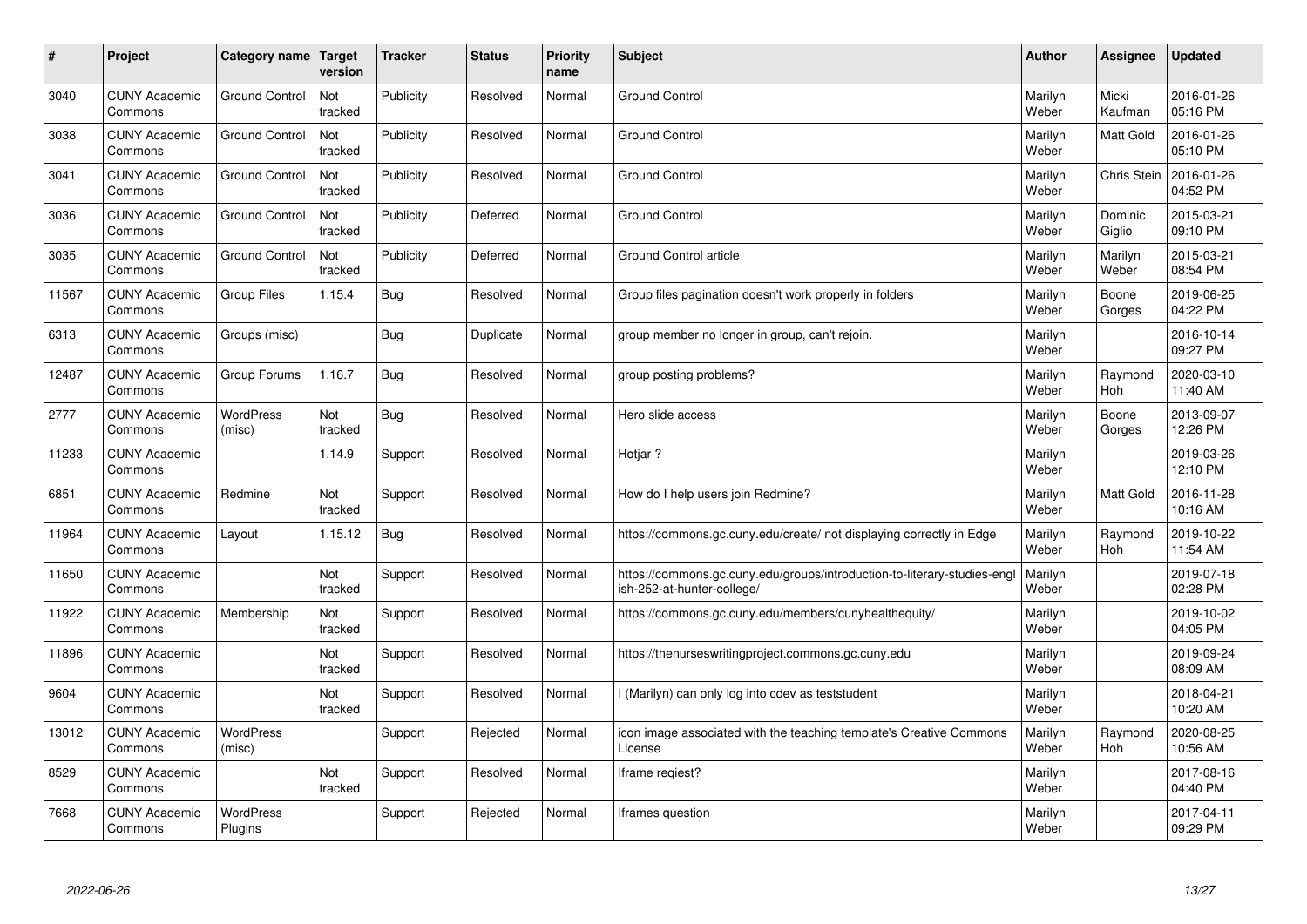| # | Project | Category name | Target version | Tracker | Status | Priority name | Subject | Author | Assignee | Updated |
|---|---|---|---|---|---|---|---|---|---|---|
| 3040 | CUNY Academic Commons | Ground Control | Not tracked | Publicity | Resolved | Normal | Ground Control | Marilyn Weber | Micki Kaufman | 2016-01-26 05:16 PM |
| 3038 | CUNY Academic Commons | Ground Control | Not tracked | Publicity | Resolved | Normal | Ground Control | Marilyn Weber | Matt Gold | 2016-01-26 05:10 PM |
| 3041 | CUNY Academic Commons | Ground Control | Not tracked | Publicity | Resolved | Normal | Ground Control | Marilyn Weber | Chris Stein | 2016-01-26 04:52 PM |
| 3036 | CUNY Academic Commons | Ground Control | Not tracked | Publicity | Deferred | Normal | Ground Control | Marilyn Weber | Dominic Giglio | 2015-03-21 09:10 PM |
| 3035 | CUNY Academic Commons | Ground Control | Not tracked | Publicity | Deferred | Normal | Ground Control article | Marilyn Weber | Marilyn Weber | 2015-03-21 08:54 PM |
| 11567 | CUNY Academic Commons | Group Files | 1.15.4 | Bug | Resolved | Normal | Group files pagination doesn't work properly in folders | Marilyn Weber | Boone Gorges | 2019-06-25 04:22 PM |
| 6313 | CUNY Academic Commons | Groups (misc) | | Bug | Duplicate | Normal | group member no longer in group, can't rejoin. | Marilyn Weber | | 2016-10-14 09:27 PM |
| 12487 | CUNY Academic Commons | Group Forums | 1.16.7 | Bug | Resolved | Normal | group posting problems? | Marilyn Weber | Raymond Hoh | 2020-03-10 11:40 AM |
| 2777 | CUNY Academic Commons | WordPress (misc) | Not tracked | Bug | Resolved | Normal | Hero slide access | Marilyn Weber | Boone Gorges | 2013-09-07 12:26 PM |
| 11233 | CUNY Academic Commons | | 1.14.9 | Support | Resolved | Normal | Hotjar ? | Marilyn Weber | | 2019-03-26 12:10 PM |
| 6851 | CUNY Academic Commons | Redmine | Not tracked | Support | Resolved | Normal | How do I help users join Redmine? | Marilyn Weber | Matt Gold | 2016-11-28 10:16 AM |
| 11964 | CUNY Academic Commons | Layout | 1.15.12 | Bug | Resolved | Normal | https://commons.gc.cuny.edu/create/ not displaying correctly in Edge | Marilyn Weber | Raymond Hoh | 2019-10-22 11:54 AM |
| 11650 | CUNY Academic Commons | | Not tracked | Support | Resolved | Normal | https://commons.gc.cuny.edu/groups/introduction-to-literary-studies-english-252-at-hunter-college/ | Marilyn Weber | | 2019-07-18 02:28 PM |
| 11922 | CUNY Academic Commons | Membership | Not tracked | Support | Resolved | Normal | https://commons.gc.cuny.edu/members/cunyhealthequity/ | Marilyn Weber | | 2019-10-02 04:05 PM |
| 11896 | CUNY Academic Commons | | Not tracked | Support | Resolved | Normal | https://thenurseswritingproject.commons.gc.cuny.edu | Marilyn Weber | | 2019-09-24 08:09 AM |
| 9604 | CUNY Academic Commons | | Not tracked | Support | Resolved | Normal | I (Marilyn) can only log into cdev as teststudent | Marilyn Weber | | 2018-04-21 10:20 AM |
| 13012 | CUNY Academic Commons | WordPress (misc) | | Support | Rejected | Normal | icon image associated with the teaching template's Creative Commons License | Marilyn Weber | Raymond Hoh | 2020-08-25 10:56 AM |
| 8529 | CUNY Academic Commons | | Not tracked | Support | Resolved | Normal | Iframe reqiest? | Marilyn Weber | | 2017-08-16 04:40 PM |
| 7668 | CUNY Academic Commons | WordPress Plugins | | Support | Rejected | Normal | Iframes question | Marilyn Weber | | 2017-04-11 09:29 PM |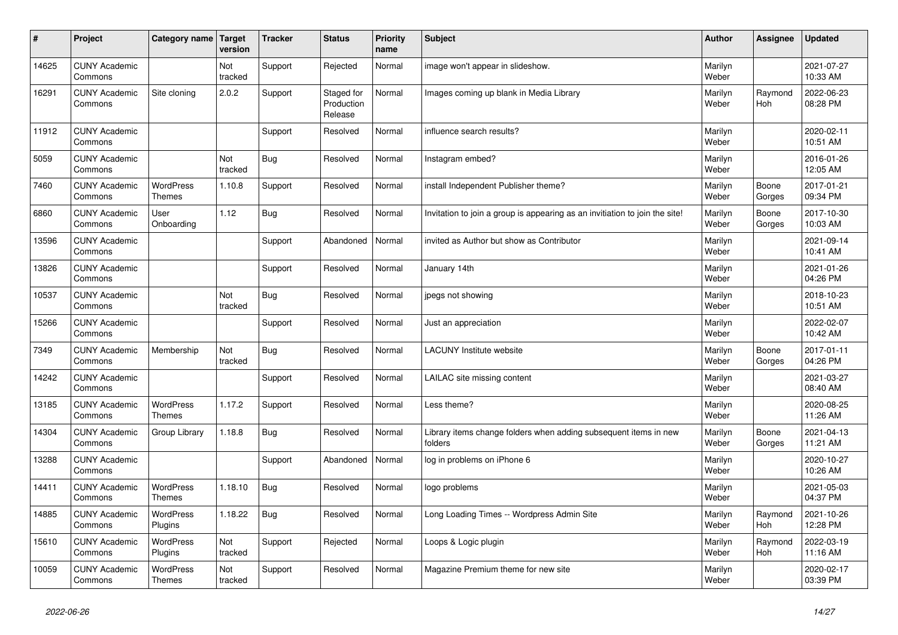| # | Project | Category name | Target version | Tracker | Status | Priority name | Subject | Author | Assignee | Updated |
|---|---|---|---|---|---|---|---|---|---|---|
| 14625 | CUNY Academic Commons | | Not tracked | Support | Rejected | Normal | image won't appear in slideshow. | Marilyn Weber | | 2021-07-27 10:33 AM |
| 16291 | CUNY Academic Commons | Site cloning | 2.0.2 | Support | Staged for Production Release | Normal | Images coming up blank in Media Library | Marilyn Weber | Raymond Hoh | 2022-06-23 08:28 PM |
| 11912 | CUNY Academic Commons | | | Support | Resolved | Normal | influence search results? | Marilyn Weber | | 2020-02-11 10:51 AM |
| 5059 | CUNY Academic Commons | | Not tracked | Bug | Resolved | Normal | Instagram embed? | Marilyn Weber | | 2016-01-26 12:05 AM |
| 7460 | CUNY Academic Commons | WordPress Themes | 1.10.8 | Support | Resolved | Normal | install Independent Publisher theme? | Marilyn Weber | Boone Gorges | 2017-01-21 09:34 PM |
| 6860 | CUNY Academic Commons | User Onboarding | 1.12 | Bug | Resolved | Normal | Invitation to join a group is appearing as an invitiation to join the site! | Marilyn Weber | Boone Gorges | 2017-10-30 10:03 AM |
| 13596 | CUNY Academic Commons | | | Support | Abandoned | Normal | invited as Author but show as Contributor | Marilyn Weber | | 2021-09-14 10:41 AM |
| 13826 | CUNY Academic Commons | | | Support | Resolved | Normal | January 14th | Marilyn Weber | | 2021-01-26 04:26 PM |
| 10537 | CUNY Academic Commons | | Not tracked | Bug | Resolved | Normal | jpegs not showing | Marilyn Weber | | 2018-10-23 10:51 AM |
| 15266 | CUNY Academic Commons | | | Support | Resolved | Normal | Just an appreciation | Marilyn Weber | | 2022-02-07 10:42 AM |
| 7349 | CUNY Academic Commons | Membership | Not tracked | Bug | Resolved | Normal | LACUNY Institute website | Marilyn Weber | Boone Gorges | 2017-01-11 04:26 PM |
| 14242 | CUNY Academic Commons | | | Support | Resolved | Normal | LAILAC site missing content | Marilyn Weber | | 2021-03-27 08:40 AM |
| 13185 | CUNY Academic Commons | WordPress Themes | 1.17.2 | Support | Resolved | Normal | Less theme? | Marilyn Weber | | 2020-08-25 11:26 AM |
| 14304 | CUNY Academic Commons | Group Library | 1.18.8 | Bug | Resolved | Normal | Library items change folders when adding subsequent items in new folders | Marilyn Weber | Boone Gorges | 2021-04-13 11:21 AM |
| 13288 | CUNY Academic Commons | | | Support | Abandoned | Normal | log in problems on iPhone 6 | Marilyn Weber | | 2020-10-27 10:26 AM |
| 14411 | CUNY Academic Commons | WordPress Themes | 1.18.10 | Bug | Resolved | Normal | logo problems | Marilyn Weber | | 2021-05-03 04:37 PM |
| 14885 | CUNY Academic Commons | WordPress Plugins | 1.18.22 | Bug | Resolved | Normal | Long Loading Times -- Wordpress Admin Site | Marilyn Weber | Raymond Hoh | 2021-10-26 12:28 PM |
| 15610 | CUNY Academic Commons | WordPress Plugins | Not tracked | Support | Rejected | Normal | Loops & Logic plugin | Marilyn Weber | Raymond Hoh | 2022-03-19 11:16 AM |
| 10059 | CUNY Academic Commons | WordPress Themes | Not tracked | Support | Resolved | Normal | Magazine Premium theme for new site | Marilyn Weber | | 2020-02-17 03:39 PM |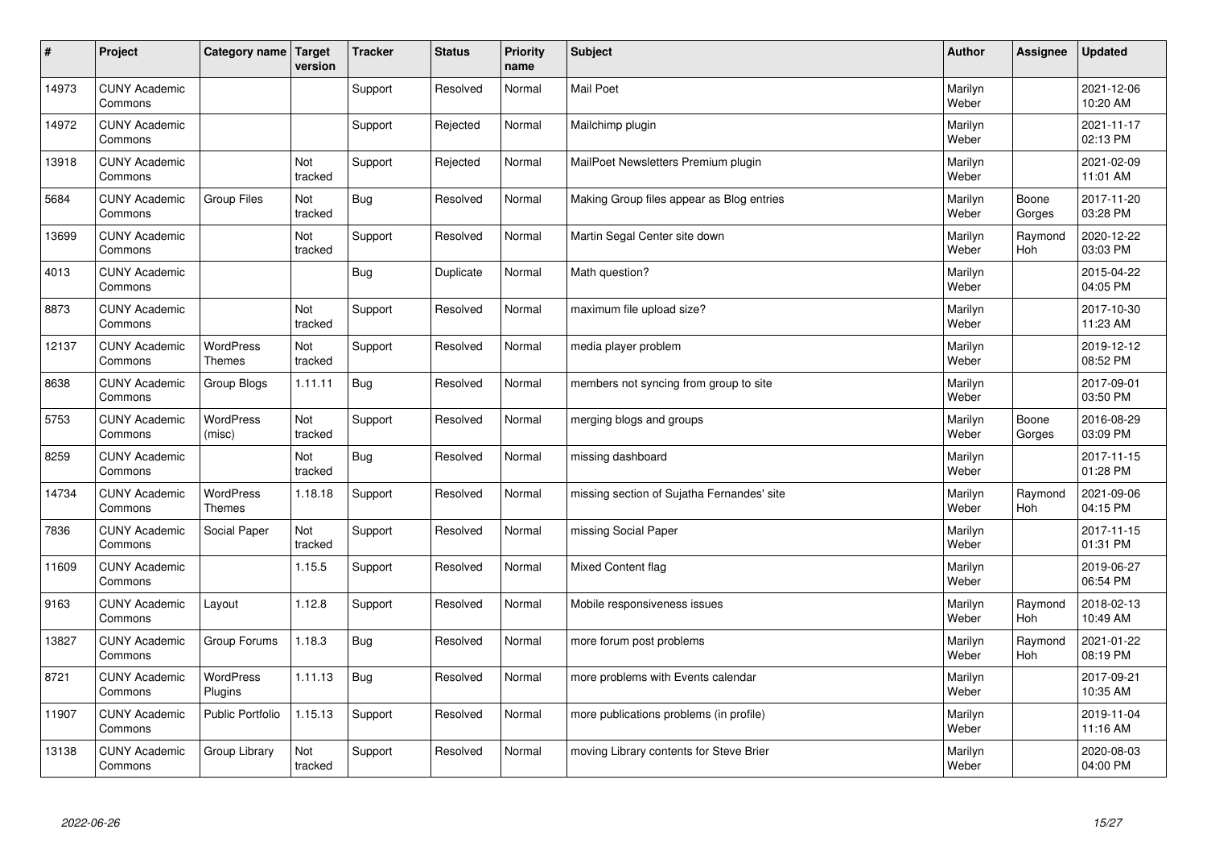| # | Project | Category name | Target version | Tracker | Status | Priority name | Subject | Author | Assignee | Updated |
|---|---|---|---|---|---|---|---|---|---|---|
| 14973 | CUNY Academic Commons | | | Support | Resolved | Normal | Mail Poet | Marilyn Weber | | 2021-12-06 10:20 AM |
| 14972 | CUNY Academic Commons | | | Support | Rejected | Normal | Mailchimp plugin | Marilyn Weber | | 2021-11-17 02:13 PM |
| 13918 | CUNY Academic Commons | | Not tracked | Support | Rejected | Normal | MailPoet Newsletters Premium plugin | Marilyn Weber | | 2021-02-09 11:01 AM |
| 5684 | CUNY Academic Commons | Group Files | Not tracked | Bug | Resolved | Normal | Making Group files appear as Blog entries | Marilyn Weber | Boone Gorges | 2017-11-20 03:28 PM |
| 13699 | CUNY Academic Commons | | Not tracked | Support | Resolved | Normal | Martin Segal Center site down | Marilyn Weber | Raymond Hoh | 2020-12-22 03:03 PM |
| 4013 | CUNY Academic Commons | | | Bug | Duplicate | Normal | Math question? | Marilyn Weber | | 2015-04-22 04:05 PM |
| 8873 | CUNY Academic Commons | | Not tracked | Support | Resolved | Normal | maximum file upload size? | Marilyn Weber | | 2017-10-30 11:23 AM |
| 12137 | CUNY Academic Commons | WordPress Themes | Not tracked | Support | Resolved | Normal | media player problem | Marilyn Weber | | 2019-12-12 08:52 PM |
| 8638 | CUNY Academic Commons | Group Blogs | 1.11.11 | Bug | Resolved | Normal | members not syncing from group to site | Marilyn Weber | | 2017-09-01 03:50 PM |
| 5753 | CUNY Academic Commons | WordPress (misc) | Not tracked | Support | Resolved | Normal | merging blogs and groups | Marilyn Weber | Boone Gorges | 2016-08-29 03:09 PM |
| 8259 | CUNY Academic Commons | | Not tracked | Bug | Resolved | Normal | missing dashboard | Marilyn Weber | | 2017-11-15 01:28 PM |
| 14734 | CUNY Academic Commons | WordPress Themes | 1.18.18 | Support | Resolved | Normal | missing section of Sujatha Fernandes' site | Marilyn Weber | Raymond Hoh | 2021-09-06 04:15 PM |
| 7836 | CUNY Academic Commons | Social Paper | Not tracked | Support | Resolved | Normal | missing Social Paper | Marilyn Weber | | 2017-11-15 01:31 PM |
| 11609 | CUNY Academic Commons | | 1.15.5 | Support | Resolved | Normal | Mixed Content flag | Marilyn Weber | | 2019-06-27 06:54 PM |
| 9163 | CUNY Academic Commons | Layout | 1.12.8 | Support | Resolved | Normal | Mobile responsiveness issues | Marilyn Weber | Raymond Hoh | 2018-02-13 10:49 AM |
| 13827 | CUNY Academic Commons | Group Forums | 1.18.3 | Bug | Resolved | Normal | more forum post problems | Marilyn Weber | Raymond Hoh | 2021-01-22 08:19 PM |
| 8721 | CUNY Academic Commons | WordPress Plugins | 1.11.13 | Bug | Resolved | Normal | more problems with Events calendar | Marilyn Weber | | 2017-09-21 10:35 AM |
| 11907 | CUNY Academic Commons | Public Portfolio | 1.15.13 | Support | Resolved | Normal | more publications problems (in profile) | Marilyn Weber | | 2019-11-04 11:16 AM |
| 13138 | CUNY Academic Commons | Group Library | Not tracked | Support | Resolved | Normal | moving Library contents for Steve Brier | Marilyn Weber | | 2020-08-03 04:00 PM |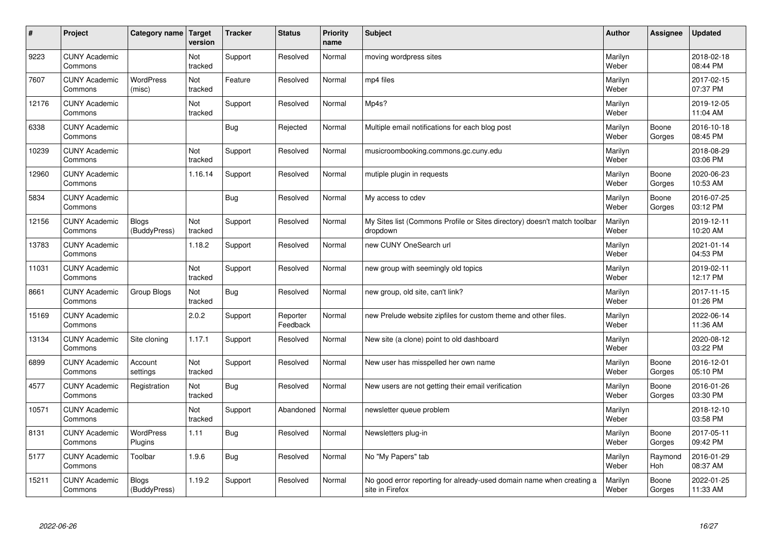| # | Project | Category name | Target version | Tracker | Status | Priority name | Subject | Author | Assignee | Updated |
|---|---|---|---|---|---|---|---|---|---|---|
| 9223 | CUNY Academic Commons | | Not tracked | Support | Resolved | Normal | moving wordpress sites | Marilyn Weber | | 2018-02-18 08:44 PM |
| 7607 | CUNY Academic Commons | WordPress (misc) | Not tracked | Feature | Resolved | Normal | mp4 files | Marilyn Weber | | 2017-02-15 07:37 PM |
| 12176 | CUNY Academic Commons | | Not tracked | Support | Resolved | Normal | Mp4s? | Marilyn Weber | | 2019-12-05 11:04 AM |
| 6338 | CUNY Academic Commons | | | Bug | Rejected | Normal | Multiple email notifications for each blog post | Marilyn Weber | Boone Gorges | 2016-10-18 08:45 PM |
| 10239 | CUNY Academic Commons | | Not tracked | Support | Resolved | Normal | musicroombooking.commons.gc.cuny.edu | Marilyn Weber | | 2018-08-29 03:06 PM |
| 12960 | CUNY Academic Commons | | 1.16.14 | Support | Resolved | Normal | mutiple plugin in requests | Marilyn Weber | Boone Gorges | 2020-06-23 10:53 AM |
| 5834 | CUNY Academic Commons | | | Bug | Resolved | Normal | My access to cdev | Marilyn Weber | Boone Gorges | 2016-07-25 03:12 PM |
| 12156 | CUNY Academic Commons | Blogs (BuddyPress) | Not tracked | Support | Resolved | Normal | My Sites list (Commons Profile or Sites directory) doesn't match toolbar dropdown | Marilyn Weber | | 2019-12-11 10:20 AM |
| 13783 | CUNY Academic Commons | | 1.18.2 | Support | Resolved | Normal | new CUNY OneSearch url | Marilyn Weber | | 2021-01-14 04:53 PM |
| 11031 | CUNY Academic Commons | | Not tracked | Support | Resolved | Normal | new group with seemingly old topics | Marilyn Weber | | 2019-02-11 12:17 PM |
| 8661 | CUNY Academic Commons | Group Blogs | Not tracked | Bug | Resolved | Normal | new group, old site, can't link? | Marilyn Weber | | 2017-11-15 01:26 PM |
| 15169 | CUNY Academic Commons | | 2.0.2 | Support | Reporter Feedback | Normal | new Prelude website zipfiles for custom theme and other files. | Marilyn Weber | | 2022-06-14 11:36 AM |
| 13134 | CUNY Academic Commons | Site cloning | 1.17.1 | Support | Resolved | Normal | New site (a clone) point to old dashboard | Marilyn Weber | | 2020-08-12 03:22 PM |
| 6899 | CUNY Academic Commons | Account settings | Not tracked | Support | Resolved | Normal | New user has misspelled her own name | Marilyn Weber | Boone Gorges | 2016-12-01 05:10 PM |
| 4577 | CUNY Academic Commons | Registration | Not tracked | Bug | Resolved | Normal | New users are not getting their email verification | Marilyn Weber | Boone Gorges | 2016-01-26 03:30 PM |
| 10571 | CUNY Academic Commons | | Not tracked | Support | Abandoned | Normal | newsletter queue problem | Marilyn Weber | | 2018-12-10 03:58 PM |
| 8131 | CUNY Academic Commons | WordPress Plugins | 1.11 | Bug | Resolved | Normal | Newsletters plug-in | Marilyn Weber | Boone Gorges | 2017-05-11 09:42 PM |
| 5177 | CUNY Academic Commons | Toolbar | 1.9.6 | Bug | Resolved | Normal | No "My Papers" tab | Marilyn Weber | Raymond Hoh | 2016-01-29 08:37 AM |
| 15211 | CUNY Academic Commons | Blogs (BuddyPress) | 1.19.2 | Support | Resolved | Normal | No good error reporting for already-used domain name when creating a site in Firefox | Marilyn Weber | Boone Gorges | 2022-01-25 11:33 AM |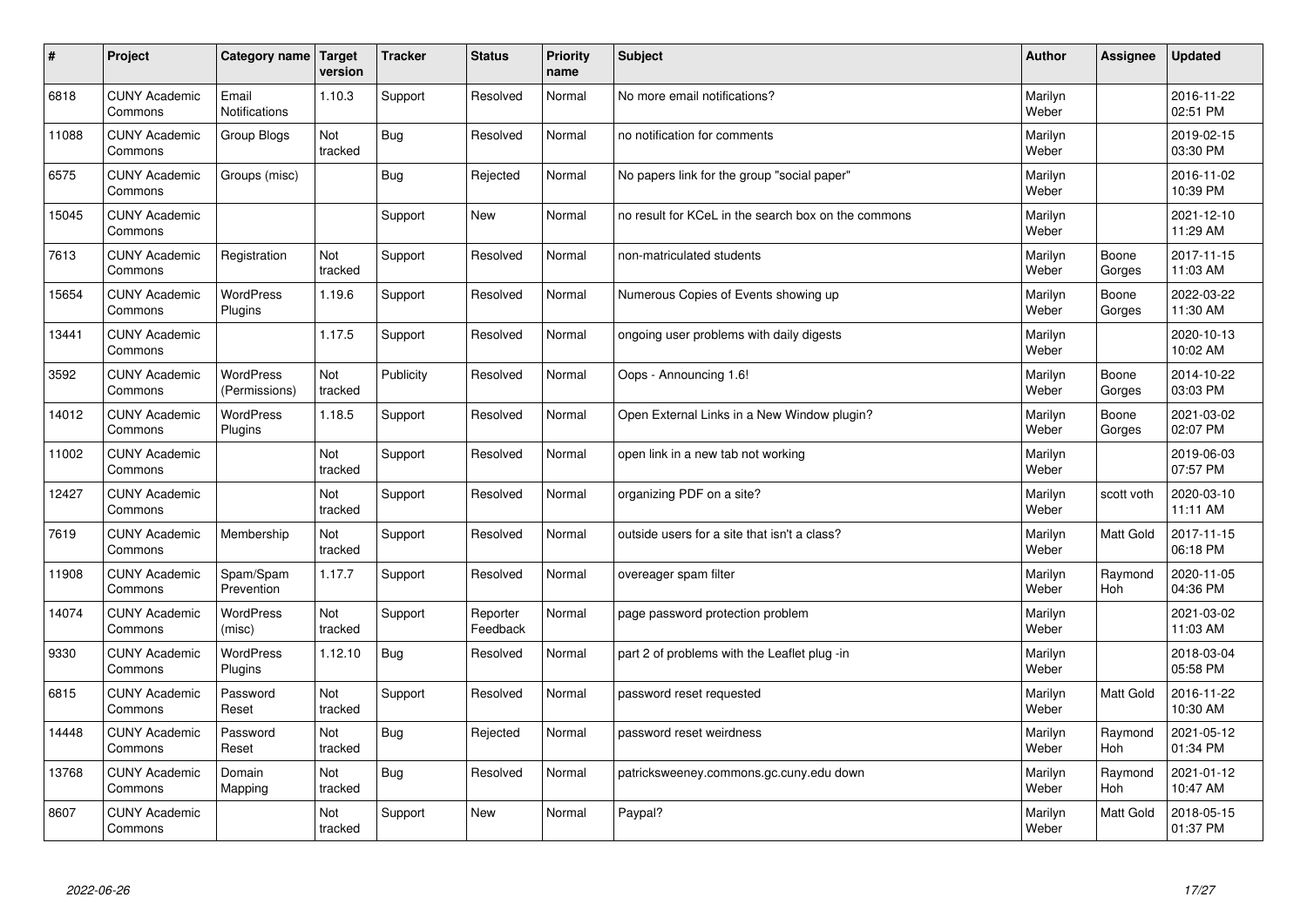| # | Project | Category name | Target version | Tracker | Status | Priority name | Subject | Author | Assignee | Updated |
|---|---|---|---|---|---|---|---|---|---|---|
| 6818 | CUNY Academic Commons | Email Notifications | 1.10.3 | Support | Resolved | Normal | No more email notifications? | Marilyn Weber | | 2016-11-22 02:51 PM |
| 11088 | CUNY Academic Commons | Group Blogs | Not tracked | Bug | Resolved | Normal | no notification for comments | Marilyn Weber | | 2019-02-15 03:30 PM |
| 6575 | CUNY Academic Commons | Groups (misc) | | Bug | Rejected | Normal | No papers link for the group "social paper" | Marilyn Weber | | 2016-11-02 10:39 PM |
| 15045 | CUNY Academic Commons | | | Support | New | Normal | no result for KCeL in the search box on the commons | Marilyn Weber | | 2021-12-10 11:29 AM |
| 7613 | CUNY Academic Commons | Registration | Not tracked | Support | Resolved | Normal | non-matriculated students | Marilyn Weber | Boone Gorges | 2017-11-15 11:03 AM |
| 15654 | CUNY Academic Commons | WordPress Plugins | 1.19.6 | Support | Resolved | Normal | Numerous Copies of Events showing up | Marilyn Weber | Boone Gorges | 2022-03-22 11:30 AM |
| 13441 | CUNY Academic Commons | | 1.17.5 | Support | Resolved | Normal | ongoing user problems with daily digests | Marilyn Weber | | 2020-10-13 10:02 AM |
| 3592 | CUNY Academic Commons | WordPress (Permissions) | Not tracked | Publicity | Resolved | Normal | Oops - Announcing 1.6! | Marilyn Weber | Boone Gorges | 2014-10-22 03:03 PM |
| 14012 | CUNY Academic Commons | WordPress Plugins | 1.18.5 | Support | Resolved | Normal | Open External Links in a New Window plugin? | Marilyn Weber | Boone Gorges | 2021-03-02 02:07 PM |
| 11002 | CUNY Academic Commons | | Not tracked | Support | Resolved | Normal | open link in a new tab not working | Marilyn Weber | | 2019-06-03 07:57 PM |
| 12427 | CUNY Academic Commons | | Not tracked | Support | Resolved | Normal | organizing PDF on a site? | Marilyn Weber | scott voth | 2020-03-10 11:11 AM |
| 7619 | CUNY Academic Commons | Membership | Not tracked | Support | Resolved | Normal | outside users for a site that isn't a class? | Marilyn Weber | Matt Gold | 2017-11-15 06:18 PM |
| 11908 | CUNY Academic Commons | Spam/Spam Prevention | 1.17.7 | Support | Resolved | Normal | overeager spam filter | Marilyn Weber | Raymond Hoh | 2020-11-05 04:36 PM |
| 14074 | CUNY Academic Commons | WordPress (misc) | Not tracked | Support | Reporter Feedback | Normal | page password protection problem | Marilyn Weber | | 2021-03-02 11:03 AM |
| 9330 | CUNY Academic Commons | WordPress Plugins | 1.12.10 | Bug | Resolved | Normal | part 2 of problems with the Leaflet plug -in | Marilyn Weber | | 2018-03-04 05:58 PM |
| 6815 | CUNY Academic Commons | Password Reset | Not tracked | Support | Resolved | Normal | password reset requested | Marilyn Weber | Matt Gold | 2016-11-22 10:30 AM |
| 14448 | CUNY Academic Commons | Password Reset | Not tracked | Bug | Rejected | Normal | password reset weirdness | Marilyn Weber | Raymond Hoh | 2021-05-12 01:34 PM |
| 13768 | CUNY Academic Commons | Domain Mapping | Not tracked | Bug | Resolved | Normal | patricksweeney.commons.gc.cuny.edu down | Marilyn Weber | Raymond Hoh | 2021-01-12 10:47 AM |
| 8607 | CUNY Academic Commons | | Not tracked | Support | New | Normal | Paypal? | Marilyn Weber | Matt Gold | 2018-05-15 01:37 PM |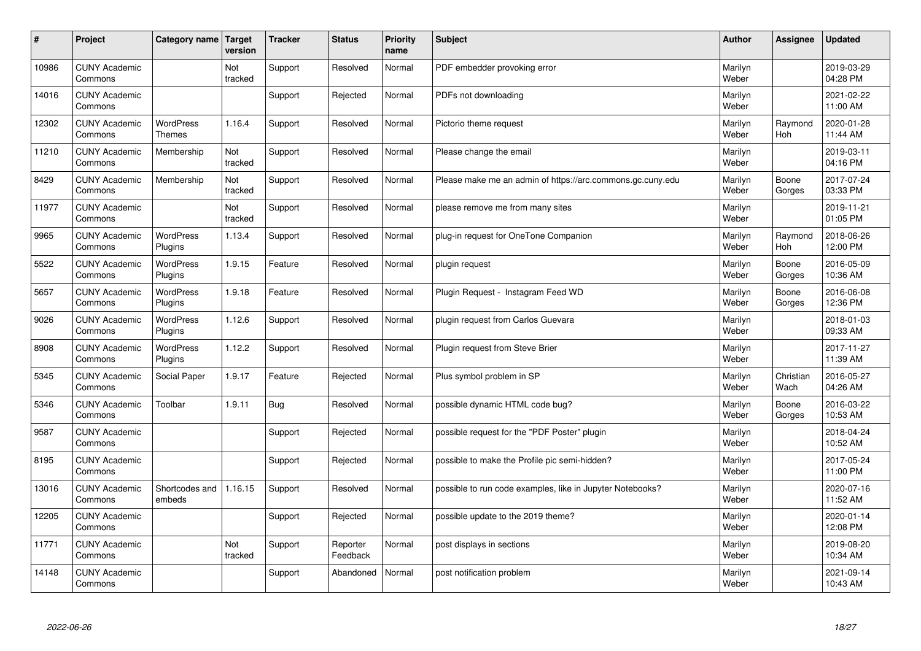| # | Project | Category name | Target version | Tracker | Status | Priority name | Subject | Author | Assignee | Updated |
|---|---|---|---|---|---|---|---|---|---|---|
| 10986 | CUNY Academic Commons | | Not tracked | Support | Resolved | Normal | PDF embedder provoking error | Marilyn Weber | | 2019-03-29 04:28 PM |
| 14016 | CUNY Academic Commons | | | Support | Rejected | Normal | PDFs not downloading | Marilyn Weber | | 2021-02-22 11:00 AM |
| 12302 | CUNY Academic Commons | WordPress Themes | 1.16.4 | Support | Resolved | Normal | Pictorio theme request | Marilyn Weber | Raymond Hoh | 2020-01-28 11:44 AM |
| 11210 | CUNY Academic Commons | Membership | Not tracked | Support | Resolved | Normal | Please change the email | Marilyn Weber | | 2019-03-11 04:16 PM |
| 8429 | CUNY Academic Commons | Membership | Not tracked | Support | Resolved | Normal | Please make me an admin of https://arc.commons.gc.cuny.edu | Marilyn Weber | Boone Gorges | 2017-07-24 03:33 PM |
| 11977 | CUNY Academic Commons | | Not tracked | Support | Resolved | Normal | please remove me from many sites | Marilyn Weber | | 2019-11-21 01:05 PM |
| 9965 | CUNY Academic Commons | WordPress Plugins | 1.13.4 | Support | Resolved | Normal | plug-in request for OneTone Companion | Marilyn Weber | Raymond Hoh | 2018-06-26 12:00 PM |
| 5522 | CUNY Academic Commons | WordPress Plugins | 1.9.15 | Feature | Resolved | Normal | plugin request | Marilyn Weber | Boone Gorges | 2016-05-09 10:36 AM |
| 5657 | CUNY Academic Commons | WordPress Plugins | 1.9.18 | Feature | Resolved | Normal | Plugin Request - Instagram Feed WD | Marilyn Weber | Boone Gorges | 2016-06-08 12:36 PM |
| 9026 | CUNY Academic Commons | WordPress Plugins | 1.12.6 | Support | Resolved | Normal | plugin request from Carlos Guevara | Marilyn Weber | | 2018-01-03 09:33 AM |
| 8908 | CUNY Academic Commons | WordPress Plugins | 1.12.2 | Support | Resolved | Normal | Plugin request from Steve Brier | Marilyn Weber | | 2017-11-27 11:39 AM |
| 5345 | CUNY Academic Commons | Social Paper | 1.9.17 | Feature | Rejected | Normal | Plus symbol problem in SP | Marilyn Weber | Christian Wach | 2016-05-27 04:26 AM |
| 5346 | CUNY Academic Commons | Toolbar | 1.9.11 | Bug | Resolved | Normal | possible dynamic HTML code bug? | Marilyn Weber | Boone Gorges | 2016-03-22 10:53 AM |
| 9587 | CUNY Academic Commons | | | Support | Rejected | Normal | possible request for the "PDF Poster" plugin | Marilyn Weber | | 2018-04-24 10:52 AM |
| 8195 | CUNY Academic Commons | | | Support | Rejected | Normal | possible to make the Profile pic semi-hidden? | Marilyn Weber | | 2017-05-24 11:00 PM |
| 13016 | CUNY Academic Commons | Shortcodes and embeds | 1.16.15 | Support | Resolved | Normal | possible to run code examples, like in Jupyter Notebooks? | Marilyn Weber | | 2020-07-16 11:52 AM |
| 12205 | CUNY Academic Commons | | | Support | Rejected | Normal | possible update to the 2019 theme? | Marilyn Weber | | 2020-01-14 12:08 PM |
| 11771 | CUNY Academic Commons | | Not tracked | Support | Reporter Feedback | Normal | post displays in sections | Marilyn Weber | | 2019-08-20 10:34 AM |
| 14148 | CUNY Academic Commons | | | Support | Abandoned | Normal | post notification problem | Marilyn Weber | | 2021-09-14 10:43 AM |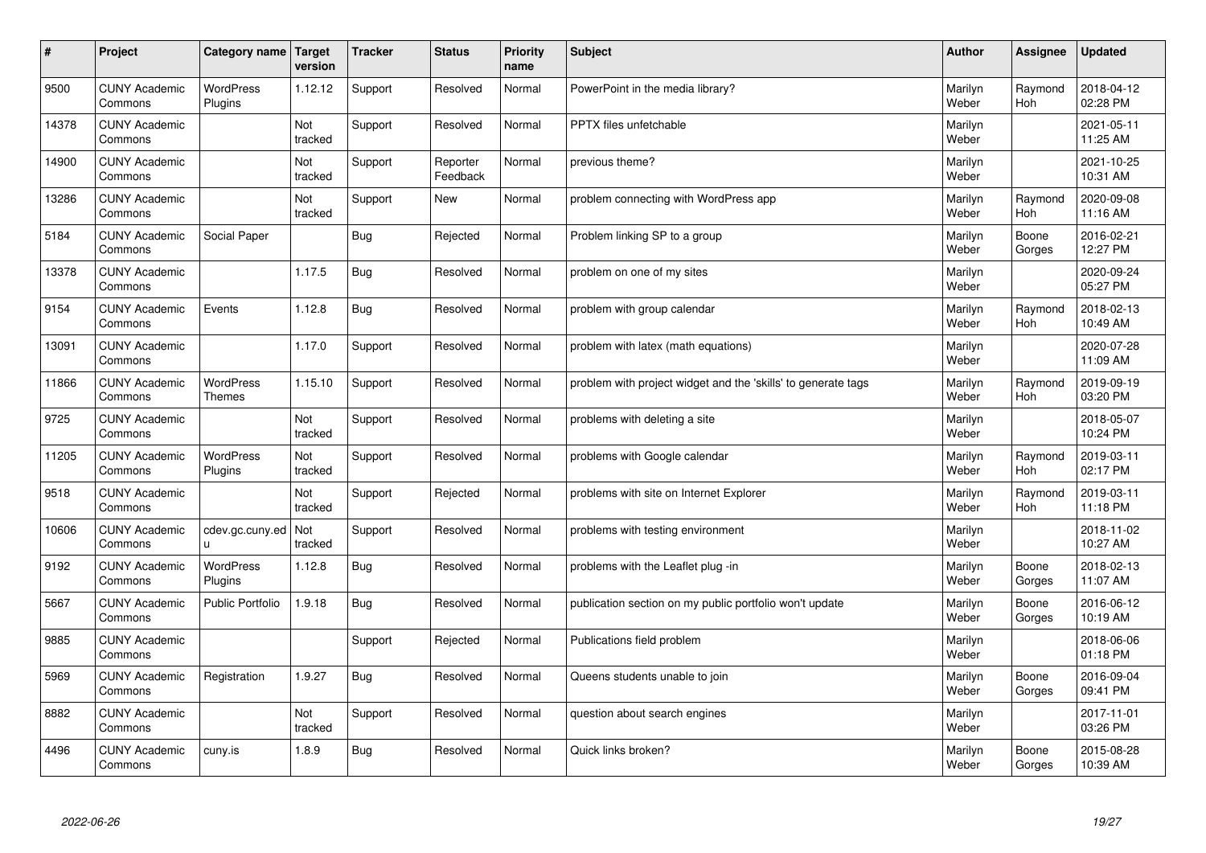| # | Project | Category name | Target version | Tracker | Status | Priority name | Subject | Author | Assignee | Updated |
|---|---|---|---|---|---|---|---|---|---|---|
| 9500 | CUNY Academic Commons | WordPress Plugins | 1.12.12 | Support | Resolved | Normal | PowerPoint in the media library? | Marilyn Weber | Raymond Hoh | 2018-04-12 02:28 PM |
| 14378 | CUNY Academic Commons | | Not tracked | Support | Resolved | Normal | PPTX files unfetchable | Marilyn Weber | | 2021-05-11 11:25 AM |
| 14900 | CUNY Academic Commons | | Not tracked | Support | Reporter Feedback | Normal | previous theme? | Marilyn Weber | | 2021-10-25 10:31 AM |
| 13286 | CUNY Academic Commons | | Not tracked | Support | New | Normal | problem connecting with WordPress app | Marilyn Weber | Raymond Hoh | 2020-09-08 11:16 AM |
| 5184 | CUNY Academic Commons | Social Paper | | Bug | Rejected | Normal | Problem linking SP to a group | Marilyn Weber | Boone Gorges | 2016-02-21 12:27 PM |
| 13378 | CUNY Academic Commons | | 1.17.5 | Bug | Resolved | Normal | problem on one of my sites | Marilyn Weber | | 2020-09-24 05:27 PM |
| 9154 | CUNY Academic Commons | Events | 1.12.8 | Bug | Resolved | Normal | problem with group calendar | Marilyn Weber | Raymond Hoh | 2018-02-13 10:49 AM |
| 13091 | CUNY Academic Commons | | 1.17.0 | Support | Resolved | Normal | problem with latex (math equations) | Marilyn Weber | | 2020-07-28 11:09 AM |
| 11866 | CUNY Academic Commons | WordPress Themes | 1.15.10 | Support | Resolved | Normal | problem with project widget and the 'skills' to generate tags | Marilyn Weber | Raymond Hoh | 2019-09-19 03:20 PM |
| 9725 | CUNY Academic Commons | | Not tracked | Support | Resolved | Normal | problems with deleting a site | Marilyn Weber | | 2018-05-07 10:24 PM |
| 11205 | CUNY Academic Commons | WordPress Plugins | Not tracked | Support | Resolved | Normal | problems with Google calendar | Marilyn Weber | Raymond Hoh | 2019-03-11 02:17 PM |
| 9518 | CUNY Academic Commons | | Not tracked | Support | Rejected | Normal | problems with site on Internet Explorer | Marilyn Weber | Raymond Hoh | 2019-03-11 11:18 PM |
| 10606 | CUNY Academic Commons | cdev.gc.cuny.edu | Not tracked | Support | Resolved | Normal | problems with testing environment | Marilyn Weber | | 2018-11-02 10:27 AM |
| 9192 | CUNY Academic Commons | WordPress Plugins | 1.12.8 | Bug | Resolved | Normal | problems with the Leaflet plug -in | Marilyn Weber | Boone Gorges | 2018-02-13 11:07 AM |
| 5667 | CUNY Academic Commons | Public Portfolio | 1.9.18 | Bug | Resolved | Normal | publication section on my public portfolio won't update | Marilyn Weber | Boone Gorges | 2016-06-12 10:19 AM |
| 9885 | CUNY Academic Commons | | | Support | Rejected | Normal | Publications field problem | Marilyn Weber | | 2018-06-06 01:18 PM |
| 5969 | CUNY Academic Commons | Registration | 1.9.27 | Bug | Resolved | Normal | Queens students unable to join | Marilyn Weber | Boone Gorges | 2016-09-04 09:41 PM |
| 8882 | CUNY Academic Commons | | Not tracked | Support | Resolved | Normal | question about search engines | Marilyn Weber | | 2017-11-01 03:26 PM |
| 4496 | CUNY Academic Commons | cuny.is | 1.8.9 | Bug | Resolved | Normal | Quick links broken? | Marilyn Weber | Boone Gorges | 2015-08-28 10:39 AM |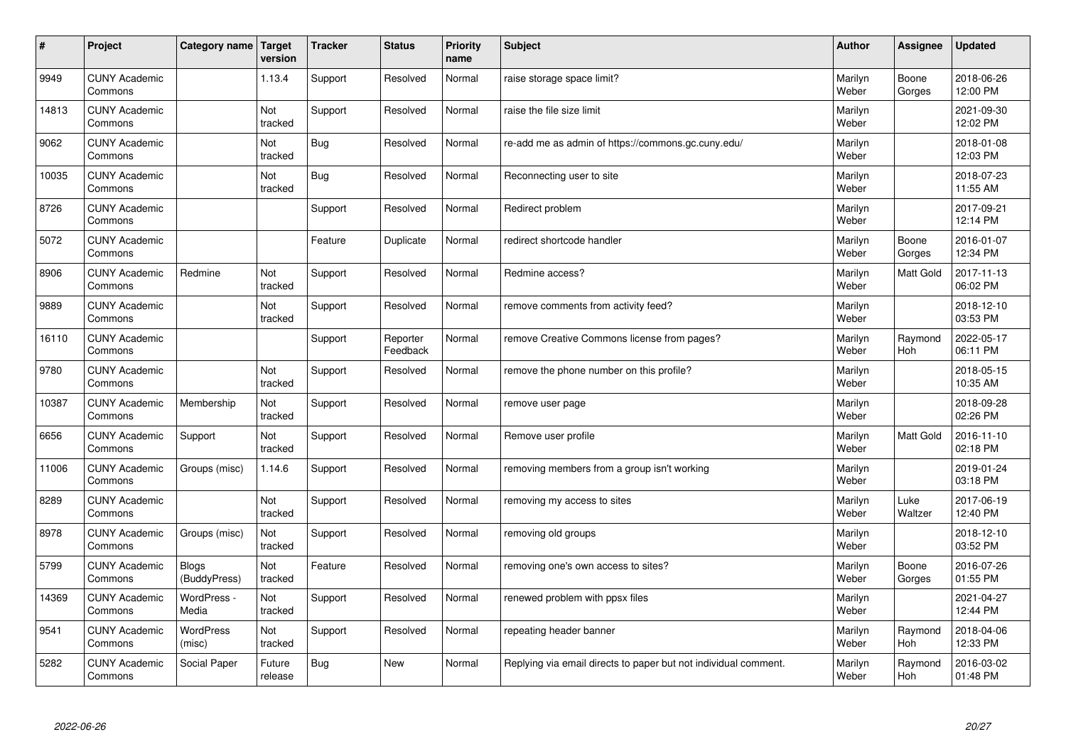| # | Project | Category name | Target version | Tracker | Status | Priority name | Subject | Author | Assignee | Updated |
|---|---|---|---|---|---|---|---|---|---|---|
| 9949 | CUNY Academic Commons | | 1.13.4 | Support | Resolved | Normal | raise storage space limit? | Marilyn Weber | Boone Gorges | 2018-06-26 12:00 PM |
| 14813 | CUNY Academic Commons | | Not tracked | Support | Resolved | Normal | raise the file size limit | Marilyn Weber | | 2021-09-30 12:02 PM |
| 9062 | CUNY Academic Commons | | Not tracked | Bug | Resolved | Normal | re-add me as admin of https://commons.gc.cuny.edu/ | Marilyn Weber | | 2018-01-08 12:03 PM |
| 10035 | CUNY Academic Commons | | Not tracked | Bug | Resolved | Normal | Reconnecting user to site | Marilyn Weber | | 2018-07-23 11:55 AM |
| 8726 | CUNY Academic Commons | | | Support | Resolved | Normal | Redirect problem | Marilyn Weber | | 2017-09-21 12:14 PM |
| 5072 | CUNY Academic Commons | | | Feature | Duplicate | Normal | redirect shortcode handler | Marilyn Weber | Boone Gorges | 2016-01-07 12:34 PM |
| 8906 | CUNY Academic Commons | Redmine | Not tracked | Support | Resolved | Normal | Redmine access? | Marilyn Weber | Matt Gold | 2017-11-13 06:02 PM |
| 9889 | CUNY Academic Commons | | Not tracked | Support | Resolved | Normal | remove comments from activity feed? | Marilyn Weber | | 2018-12-10 03:53 PM |
| 16110 | CUNY Academic Commons | | | Support | Reporter Feedback | Normal | remove Creative Commons license from pages? | Marilyn Weber | Raymond Hoh | 2022-05-17 06:11 PM |
| 9780 | CUNY Academic Commons | | Not tracked | Support | Resolved | Normal | remove the phone number on this profile? | Marilyn Weber | | 2018-05-15 10:35 AM |
| 10387 | CUNY Academic Commons | Membership | Not tracked | Support | Resolved | Normal | remove user page | Marilyn Weber | | 2018-09-28 02:26 PM |
| 6656 | CUNY Academic Commons | Support | Not tracked | Support | Resolved | Normal | Remove user profile | Marilyn Weber | Matt Gold | 2016-11-10 02:18 PM |
| 11006 | CUNY Academic Commons | Groups (misc) | 1.14.6 | Support | Resolved | Normal | removing members from a group isn't working | Marilyn Weber | | 2019-01-24 03:18 PM |
| 8289 | CUNY Academic Commons | | Not tracked | Support | Resolved | Normal | removing my access to sites | Marilyn Weber | Luke Waltzer | 2017-06-19 12:40 PM |
| 8978 | CUNY Academic Commons | Groups (misc) | Not tracked | Support | Resolved | Normal | removing old groups | Marilyn Weber | | 2018-12-10 03:52 PM |
| 5799 | CUNY Academic Commons | Blogs (BuddyPress) | Not tracked | Feature | Resolved | Normal | removing one's own access to sites? | Marilyn Weber | Boone Gorges | 2016-07-26 01:55 PM |
| 14369 | CUNY Academic Commons | WordPress - Media | Not tracked | Support | Resolved | Normal | renewed problem with ppsx files | Marilyn Weber | | 2021-04-27 12:44 PM |
| 9541 | CUNY Academic Commons | WordPress (misc) | Not tracked | Support | Resolved | Normal | repeating header banner | Marilyn Weber | Raymond Hoh | 2018-04-06 12:33 PM |
| 5282 | CUNY Academic Commons | Social Paper | Future release | Bug | New | Normal | Replying via email directs to paper but not individual comment. | Marilyn Weber | Raymond Hoh | 2016-03-02 01:48 PM |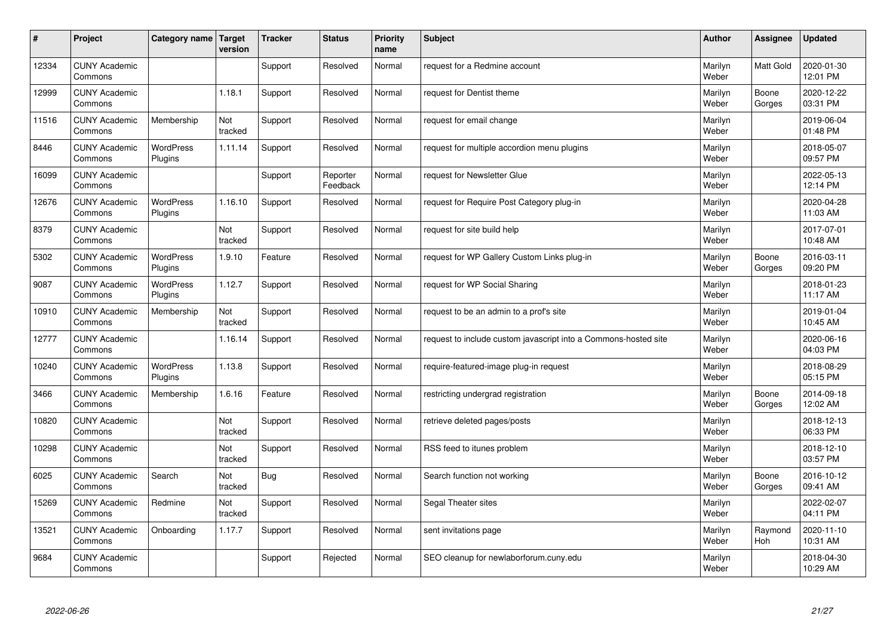| # | Project | Category name | Target version | Tracker | Status | Priority name | Subject | Author | Assignee | Updated |
|---|---|---|---|---|---|---|---|---|---|---|
| 12334 | CUNY Academic Commons | | | Support | Resolved | Normal | request for a Redmine account | Marilyn Weber | Matt Gold | 2020-01-30 12:01 PM |
| 12999 | CUNY Academic Commons | | 1.18.1 | Support | Resolved | Normal | request for Dentist theme | Marilyn Weber | Boone Gorges | 2020-12-22 03:31 PM |
| 11516 | CUNY Academic Commons | Membership | Not tracked | Support | Resolved | Normal | request for email change | Marilyn Weber | | 2019-06-04 01:48 PM |
| 8446 | CUNY Academic Commons | WordPress Plugins | 1.11.14 | Support | Resolved | Normal | request for multiple accordion menu plugins | Marilyn Weber | | 2018-05-07 09:57 PM |
| 16099 | CUNY Academic Commons | | | Support | Reporter Feedback | Normal | request for Newsletter Glue | Marilyn Weber | | 2022-05-13 12:14 PM |
| 12676 | CUNY Academic Commons | WordPress Plugins | 1.16.10 | Support | Resolved | Normal | request for Require Post Category plug-in | Marilyn Weber | | 2020-04-28 11:03 AM |
| 8379 | CUNY Academic Commons | | Not tracked | Support | Resolved | Normal | request for site build help | Marilyn Weber | | 2017-07-01 10:48 AM |
| 5302 | CUNY Academic Commons | WordPress Plugins | 1.9.10 | Feature | Resolved | Normal | request for WP Gallery Custom Links plug-in | Marilyn Weber | Boone Gorges | 2016-03-11 09:20 PM |
| 9087 | CUNY Academic Commons | WordPress Plugins | 1.12.7 | Support | Resolved | Normal | request for WP Social Sharing | Marilyn Weber | | 2018-01-23 11:17 AM |
| 10910 | CUNY Academic Commons | Membership | Not tracked | Support | Resolved | Normal | request to be an admin to a prof's site | Marilyn Weber | | 2019-01-04 10:45 AM |
| 12777 | CUNY Academic Commons | | 1.16.14 | Support | Resolved | Normal | request to include custom javascript into a Commons-hosted site | Marilyn Weber | | 2020-06-16 04:03 PM |
| 10240 | CUNY Academic Commons | WordPress Plugins | 1.13.8 | Support | Resolved | Normal | require-featured-image plug-in request | Marilyn Weber | | 2018-08-29 05:15 PM |
| 3466 | CUNY Academic Commons | Membership | 1.6.16 | Feature | Resolved | Normal | restricting undergrad registration | Marilyn Weber | Boone Gorges | 2014-09-18 12:02 AM |
| 10820 | CUNY Academic Commons | | Not tracked | Support | Resolved | Normal | retrieve deleted pages/posts | Marilyn Weber | | 2018-12-13 06:33 PM |
| 10298 | CUNY Academic Commons | | Not tracked | Support | Resolved | Normal | RSS feed to itunes problem | Marilyn Weber | | 2018-12-10 03:57 PM |
| 6025 | CUNY Academic Commons | Search | Not tracked | Bug | Resolved | Normal | Search function not working | Marilyn Weber | Boone Gorges | 2016-10-12 09:41 AM |
| 15269 | CUNY Academic Commons | Redmine | Not tracked | Support | Resolved | Normal | Segal Theater sites | Marilyn Weber | | 2022-02-07 04:11 PM |
| 13521 | CUNY Academic Commons | Onboarding | 1.17.7 | Support | Resolved | Normal | sent invitations page | Marilyn Weber | Raymond Hoh | 2020-11-10 10:31 AM |
| 9684 | CUNY Academic Commons | | | Support | Rejected | Normal | SEO cleanup for newlaborforum.cuny.edu | Marilyn Weber | | 2018-04-30 10:29 AM |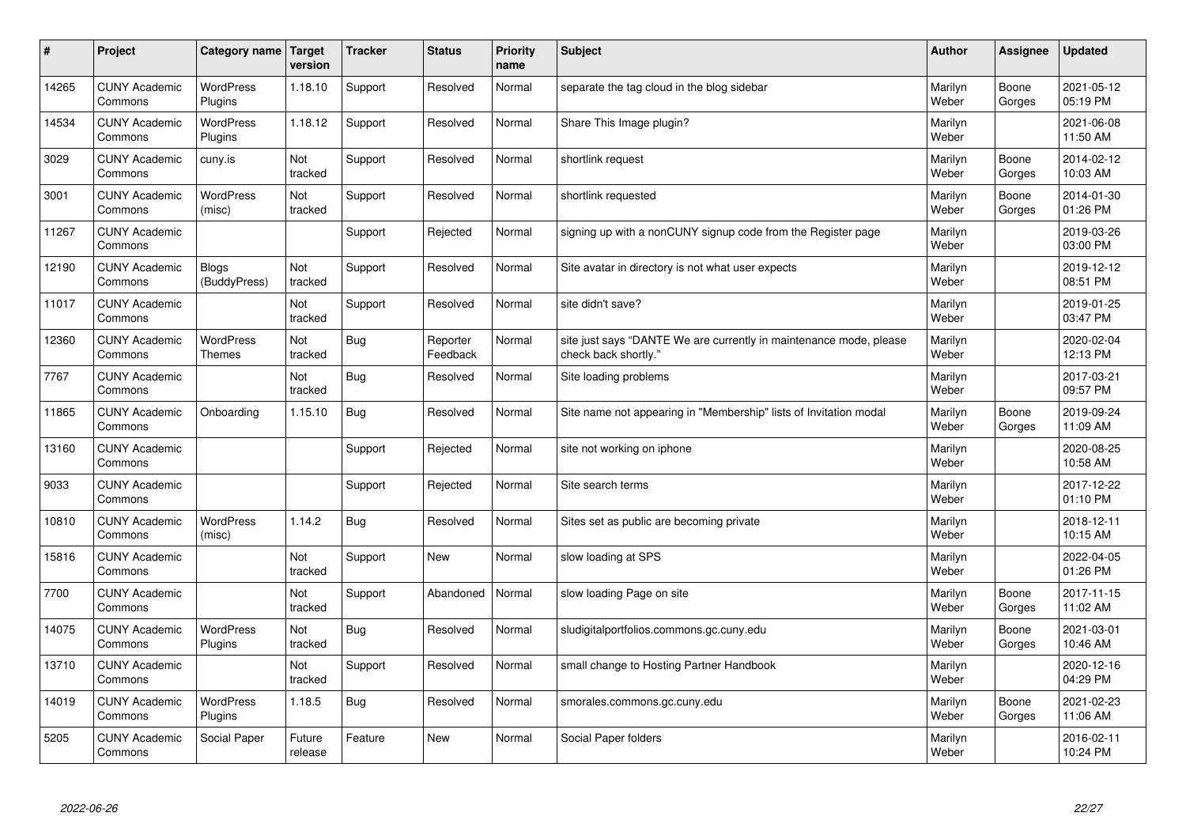| # | Project | Category name | Target version | Tracker | Status | Priority name | Subject | Author | Assignee | Updated |
|---|---|---|---|---|---|---|---|---|---|---|
| 14265 | CUNY Academic Commons | WordPress Plugins | 1.18.10 | Support | Resolved | Normal | separate the tag cloud in the blog sidebar | Marilyn Weber | Boone Gorges | 2021-05-12 05:19 PM |
| 14534 | CUNY Academic Commons | WordPress Plugins | 1.18.12 | Support | Resolved | Normal | Share This Image plugin? | Marilyn Weber | | 2021-06-08 11:50 AM |
| 3029 | CUNY Academic Commons | cuny.is | Not tracked | Support | Resolved | Normal | shortlink request | Marilyn Weber | Boone Gorges | 2014-02-12 10:03 AM |
| 3001 | CUNY Academic Commons | WordPress (misc) | Not tracked | Support | Resolved | Normal | shortlink requested | Marilyn Weber | Boone Gorges | 2014-01-30 01:26 PM |
| 11267 | CUNY Academic Commons | | | Support | Rejected | Normal | signing up with a nonCUNY signup code from the Register page | Marilyn Weber | | 2019-03-26 03:00 PM |
| 12190 | CUNY Academic Commons | Blogs (BuddyPress) | Not tracked | Support | Resolved | Normal | Site avatar in directory is not what user expects | Marilyn Weber | | 2019-12-12 08:51 PM |
| 11017 | CUNY Academic Commons | | Not tracked | Support | Resolved | Normal | site didn't save? | Marilyn Weber | | 2019-01-25 03:47 PM |
| 12360 | CUNY Academic Commons | WordPress Themes | Not tracked | Bug | Reporter Feedback | Normal | site just says "DANTE We are currently in maintenance mode, please check back shortly." | Marilyn Weber | | 2020-02-04 12:13 PM |
| 7767 | CUNY Academic Commons | | Not tracked | Bug | Resolved | Normal | Site loading problems | Marilyn Weber | | 2017-03-21 09:57 PM |
| 11865 | CUNY Academic Commons | Onboarding | 1.15.10 | Bug | Resolved | Normal | Site name not appearing in "Membership" lists of Invitation modal | Marilyn Weber | Boone Gorges | 2019-09-24 11:09 AM |
| 13160 | CUNY Academic Commons | | | Support | Rejected | Normal | site not working on iphone | Marilyn Weber | | 2020-08-25 10:58 AM |
| 9033 | CUNY Academic Commons | | | Support | Rejected | Normal | Site search terms | Marilyn Weber | | 2017-12-22 01:10 PM |
| 10810 | CUNY Academic Commons | WordPress (misc) | 1.14.2 | Bug | Resolved | Normal | Sites set as public are becoming private | Marilyn Weber | | 2018-12-11 10:15 AM |
| 15816 | CUNY Academic Commons | | Not tracked | Support | New | Normal | slow loading at SPS | Marilyn Weber | | 2022-04-05 01:26 PM |
| 7700 | CUNY Academic Commons | | Not tracked | Support | Abandoned | Normal | slow loading Page on site | Marilyn Weber | Boone Gorges | 2017-11-15 11:02 AM |
| 14075 | CUNY Academic Commons | WordPress Plugins | Not tracked | Bug | Resolved | Normal | sludigitalportfolios.commons.gc.cuny.edu | Marilyn Weber | Boone Gorges | 2021-03-01 10:46 AM |
| 13710 | CUNY Academic Commons | | Not tracked | Support | Resolved | Normal | small change to Hosting Partner Handbook | Marilyn Weber | | 2020-12-16 04:29 PM |
| 14019 | CUNY Academic Commons | WordPress Plugins | 1.18.5 | Bug | Resolved | Normal | smorales.commons.gc.cuny.edu | Marilyn Weber | Boone Gorges | 2021-02-23 11:06 AM |
| 5205 | CUNY Academic Commons | Social Paper | Future release | Feature | New | Normal | Social Paper folders | Marilyn Weber | | 2016-02-11 10:24 PM |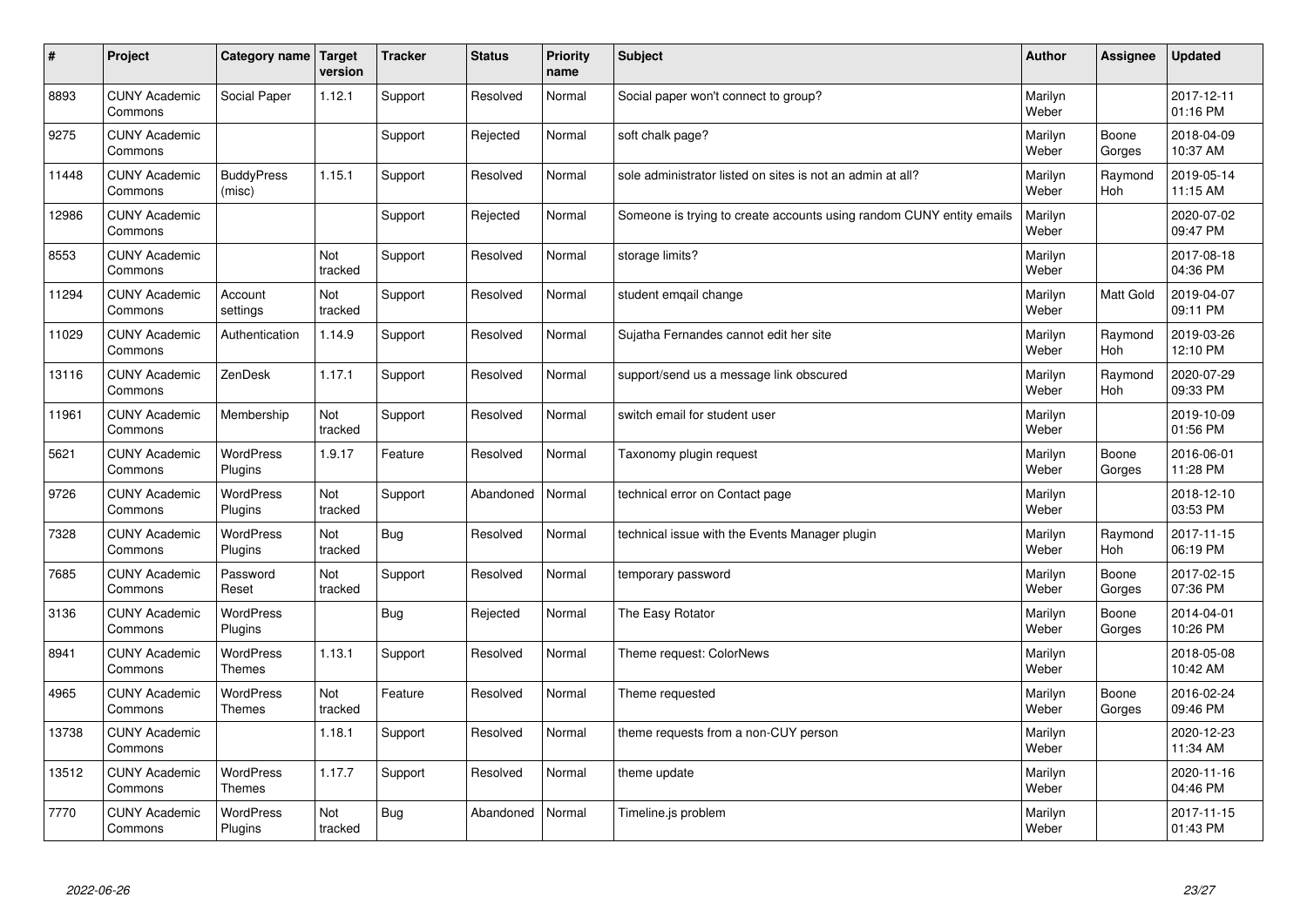| # | Project | Category name | Target version | Tracker | Status | Priority name | Subject | Author | Assignee | Updated |
|---|---|---|---|---|---|---|---|---|---|---|
| 8893 | CUNY Academic Commons | Social Paper | 1.12.1 | Support | Resolved | Normal | Social paper won't connect to group? | Marilyn Weber | | 2017-12-11 01:16 PM |
| 9275 | CUNY Academic Commons | | | Support | Rejected | Normal | soft chalk page? | Marilyn Weber | Boone Gorges | 2018-04-09 10:37 AM |
| 11448 | CUNY Academic Commons | BuddyPress (misc) | 1.15.1 | Support | Resolved | Normal | sole administrator listed on sites is not an admin at all? | Marilyn Weber | Raymond Hoh | 2019-05-14 11:15 AM |
| 12986 | CUNY Academic Commons | | | Support | Rejected | Normal | Someone is trying to create accounts using random CUNY entity emails | Marilyn Weber | | 2020-07-02 09:47 PM |
| 8553 | CUNY Academic Commons | | Not tracked | Support | Resolved | Normal | storage limits? | Marilyn Weber | | 2017-08-18 04:36 PM |
| 11294 | CUNY Academic Commons | Account settings | Not tracked | Support | Resolved | Normal | student emqail change | Marilyn Weber | Matt Gold | 2019-04-07 09:11 PM |
| 11029 | CUNY Academic Commons | Authentication | 1.14.9 | Support | Resolved | Normal | Sujatha Fernandes cannot edit her site | Marilyn Weber | Raymond Hoh | 2019-03-26 12:10 PM |
| 13116 | CUNY Academic Commons | ZenDesk | 1.17.1 | Support | Resolved | Normal | support/send us a message link obscured | Marilyn Weber | Raymond Hoh | 2020-07-29 09:33 PM |
| 11961 | CUNY Academic Commons | Membership | Not tracked | Support | Resolved | Normal | switch email for student user | Marilyn Weber | | 2019-10-09 01:56 PM |
| 5621 | CUNY Academic Commons | WordPress Plugins | 1.9.17 | Feature | Resolved | Normal | Taxonomy plugin request | Marilyn Weber | Boone Gorges | 2016-06-01 11:28 PM |
| 9726 | CUNY Academic Commons | WordPress Plugins | Not tracked | Support | Abandoned | Normal | technical error on Contact page | Marilyn Weber | | 2018-12-10 03:53 PM |
| 7328 | CUNY Academic Commons | WordPress Plugins | Not tracked | Bug | Resolved | Normal | technical issue with the Events Manager plugin | Marilyn Weber | Raymond Hoh | 2017-11-15 06:19 PM |
| 7685 | CUNY Academic Commons | Password Reset | Not tracked | Support | Resolved | Normal | temporary password | Marilyn Weber | Boone Gorges | 2017-02-15 07:36 PM |
| 3136 | CUNY Academic Commons | WordPress Plugins | | Bug | Rejected | Normal | The Easy Rotator | Marilyn Weber | Boone Gorges | 2014-04-01 10:26 PM |
| 8941 | CUNY Academic Commons | WordPress Themes | 1.13.1 | Support | Resolved | Normal | Theme request: ColorNews | Marilyn Weber | | 2018-05-08 10:42 AM |
| 4965 | CUNY Academic Commons | WordPress Themes | Not tracked | Feature | Resolved | Normal | Theme requested | Marilyn Weber | Boone Gorges | 2016-02-24 09:46 PM |
| 13738 | CUNY Academic Commons | | 1.18.1 | Support | Resolved | Normal | theme requests from a non-CUY person | Marilyn Weber | | 2020-12-23 11:34 AM |
| 13512 | CUNY Academic Commons | WordPress Themes | 1.17.7 | Support | Resolved | Normal | theme update | Marilyn Weber | | 2020-11-16 04:46 PM |
| 7770 | CUNY Academic Commons | WordPress Plugins | Not tracked | Bug | Abandoned | Normal | Timeline.js problem | Marilyn Weber | | 2017-11-15 01:43 PM |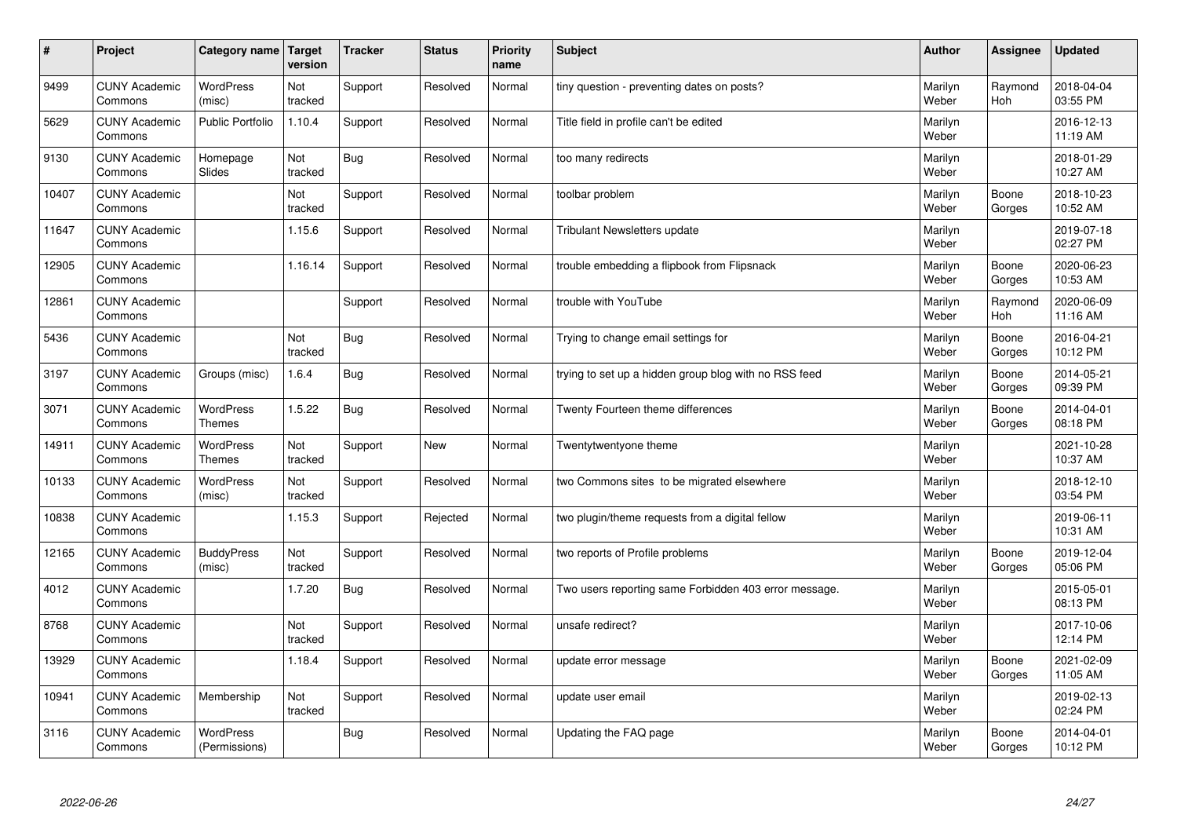| # | Project | Category name | Target version | Tracker | Status | Priority name | Subject | Author | Assignee | Updated |
|---|---|---|---|---|---|---|---|---|---|---|
| 9499 | CUNY Academic Commons | WordPress (misc) | Not tracked | Support | Resolved | Normal | tiny question - preventing dates on posts? | Marilyn Weber | Raymond Hoh | 2018-04-04 03:55 PM |
| 5629 | CUNY Academic Commons | Public Portfolio | 1.10.4 | Support | Resolved | Normal | Title field in profile can't be edited | Marilyn Weber | | 2016-12-13 11:19 AM |
| 9130 | CUNY Academic Commons | Homepage Slides | Not tracked | Bug | Resolved | Normal | too many redirects | Marilyn Weber | | 2018-01-29 10:27 AM |
| 10407 | CUNY Academic Commons | | Not tracked | Support | Resolved | Normal | toolbar problem | Marilyn Weber | Boone Gorges | 2018-10-23 10:52 AM |
| 11647 | CUNY Academic Commons | | 1.15.6 | Support | Resolved | Normal | Tribulant Newsletters update | Marilyn Weber | | 2019-07-18 02:27 PM |
| 12905 | CUNY Academic Commons | | 1.16.14 | Support | Resolved | Normal | trouble embedding a flipbook from Flipsnack | Marilyn Weber | Boone Gorges | 2020-06-23 10:53 AM |
| 12861 | CUNY Academic Commons | | | Support | Resolved | Normal | trouble with YouTube | Marilyn Weber | Raymond Hoh | 2020-06-09 11:16 AM |
| 5436 | CUNY Academic Commons | | Not tracked | Bug | Resolved | Normal | Trying to change email settings for | Marilyn Weber | Boone Gorges | 2016-04-21 10:12 PM |
| 3197 | CUNY Academic Commons | Groups (misc) | 1.6.4 | Bug | Resolved | Normal | trying to set up a hidden group blog with no RSS feed | Marilyn Weber | Boone Gorges | 2014-05-21 09:39 PM |
| 3071 | CUNY Academic Commons | WordPress Themes | 1.5.22 | Bug | Resolved | Normal | Twenty Fourteen theme differences | Marilyn Weber | Boone Gorges | 2014-04-01 08:18 PM |
| 14911 | CUNY Academic Commons | WordPress Themes | Not tracked | Support | New | Normal | Twentytwentyone theme | Marilyn Weber | | 2021-10-28 10:37 AM |
| 10133 | CUNY Academic Commons | WordPress (misc) | Not tracked | Support | Resolved | Normal | two Commons sites to be migrated elsewhere | Marilyn Weber | | 2018-12-10 03:54 PM |
| 10838 | CUNY Academic Commons | | 1.15.3 | Support | Rejected | Normal | two plugin/theme requests from a digital fellow | Marilyn Weber | | 2019-06-11 10:31 AM |
| 12165 | CUNY Academic Commons | BuddyPress (misc) | Not tracked | Support | Resolved | Normal | two reports of Profile problems | Marilyn Weber | Boone Gorges | 2019-12-04 05:06 PM |
| 4012 | CUNY Academic Commons | | 1.7.20 | Bug | Resolved | Normal | Two users reporting same Forbidden 403 error message. | Marilyn Weber | | 2015-05-01 08:13 PM |
| 8768 | CUNY Academic Commons | | Not tracked | Support | Resolved | Normal | unsafe redirect? | Marilyn Weber | | 2017-10-06 12:14 PM |
| 13929 | CUNY Academic Commons | | 1.18.4 | Support | Resolved | Normal | update error message | Marilyn Weber | Boone Gorges | 2021-02-09 11:05 AM |
| 10941 | CUNY Academic Commons | Membership | Not tracked | Support | Resolved | Normal | update user email | Marilyn Weber | | 2019-02-13 02:24 PM |
| 3116 | CUNY Academic Commons | WordPress (Permissions) | | Bug | Resolved | Normal | Updating the FAQ page | Marilyn Weber | Boone Gorges | 2014-04-01 10:12 PM |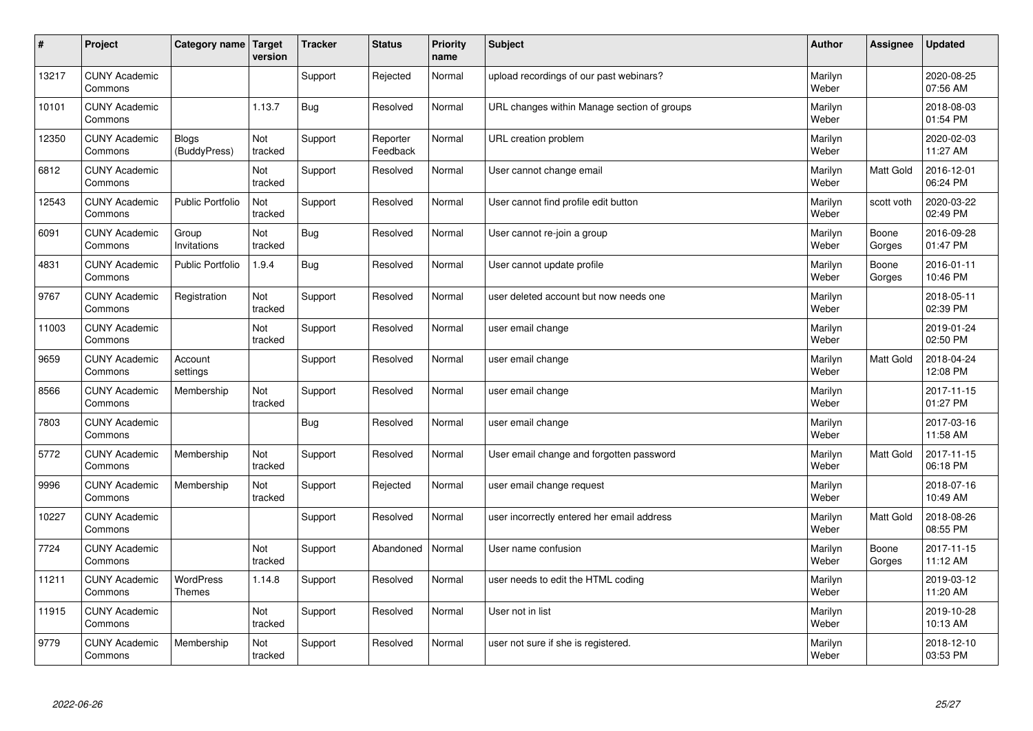| # | Project | Category name | Target version | Tracker | Status | Priority name | Subject | Author | Assignee | Updated |
|---|---|---|---|---|---|---|---|---|---|---|
| 13217 | CUNY Academic Commons | | | Support | Rejected | Normal | upload recordings of our past webinars? | Marilyn Weber | | 2020-08-25 07:56 AM |
| 10101 | CUNY Academic Commons | | 1.13.7 | Bug | Resolved | Normal | URL changes within Manage section of groups | Marilyn Weber | | 2018-08-03 01:54 PM |
| 12350 | CUNY Academic Commons | Blogs (BuddyPress) | Not tracked | Support | Reporter Feedback | Normal | URL creation problem | Marilyn Weber | | 2020-02-03 11:27 AM |
| 6812 | CUNY Academic Commons | | Not tracked | Support | Resolved | Normal | User cannot change email | Marilyn Weber | Matt Gold | 2016-12-01 06:24 PM |
| 12543 | CUNY Academic Commons | Public Portfolio | Not tracked | Support | Resolved | Normal | User cannot find profile edit button | Marilyn Weber | scott voth | 2020-03-22 02:49 PM |
| 6091 | CUNY Academic Commons | Group Invitations | Not tracked | Bug | Resolved | Normal | User cannot re-join a group | Marilyn Weber | Boone Gorges | 2016-09-28 01:47 PM |
| 4831 | CUNY Academic Commons | Public Portfolio | 1.9.4 | Bug | Resolved | Normal | User cannot update profile | Marilyn Weber | Boone Gorges | 2016-01-11 10:46 PM |
| 9767 | CUNY Academic Commons | Registration | Not tracked | Support | Resolved | Normal | user deleted account but now needs one | Marilyn Weber | | 2018-05-11 02:39 PM |
| 11003 | CUNY Academic Commons | | Not tracked | Support | Resolved | Normal | user email change | Marilyn Weber | | 2019-01-24 02:50 PM |
| 9659 | CUNY Academic Commons | Account settings | | Support | Resolved | Normal | user email change | Marilyn Weber | Matt Gold | 2018-04-24 12:08 PM |
| 8566 | CUNY Academic Commons | Membership | Not tracked | Support | Resolved | Normal | user email change | Marilyn Weber | | 2017-11-15 01:27 PM |
| 7803 | CUNY Academic Commons | | | Bug | Resolved | Normal | user email change | Marilyn Weber | | 2017-03-16 11:58 AM |
| 5772 | CUNY Academic Commons | Membership | Not tracked | Support | Resolved | Normal | User email change and forgotten password | Marilyn Weber | Matt Gold | 2017-11-15 06:18 PM |
| 9996 | CUNY Academic Commons | Membership | Not tracked | Support | Rejected | Normal | user email change request | Marilyn Weber | | 2018-07-16 10:49 AM |
| 10227 | CUNY Academic Commons | | | Support | Resolved | Normal | user incorrectly entered her email address | Marilyn Weber | Matt Gold | 2018-08-26 08:55 PM |
| 7724 | CUNY Academic Commons | | Not tracked | Support | Abandoned | Normal | User name confusion | Marilyn Weber | Boone Gorges | 2017-11-15 11:12 AM |
| 11211 | CUNY Academic Commons | WordPress Themes | 1.14.8 | Support | Resolved | Normal | user needs to edit the HTML coding | Marilyn Weber | | 2019-03-12 11:20 AM |
| 11915 | CUNY Academic Commons | | Not tracked | Support | Resolved | Normal | User not in list | Marilyn Weber | | 2019-10-28 10:13 AM |
| 9779 | CUNY Academic Commons | Membership | Not tracked | Support | Resolved | Normal | user not sure if she is registered. | Marilyn Weber | | 2018-12-10 03:53 PM |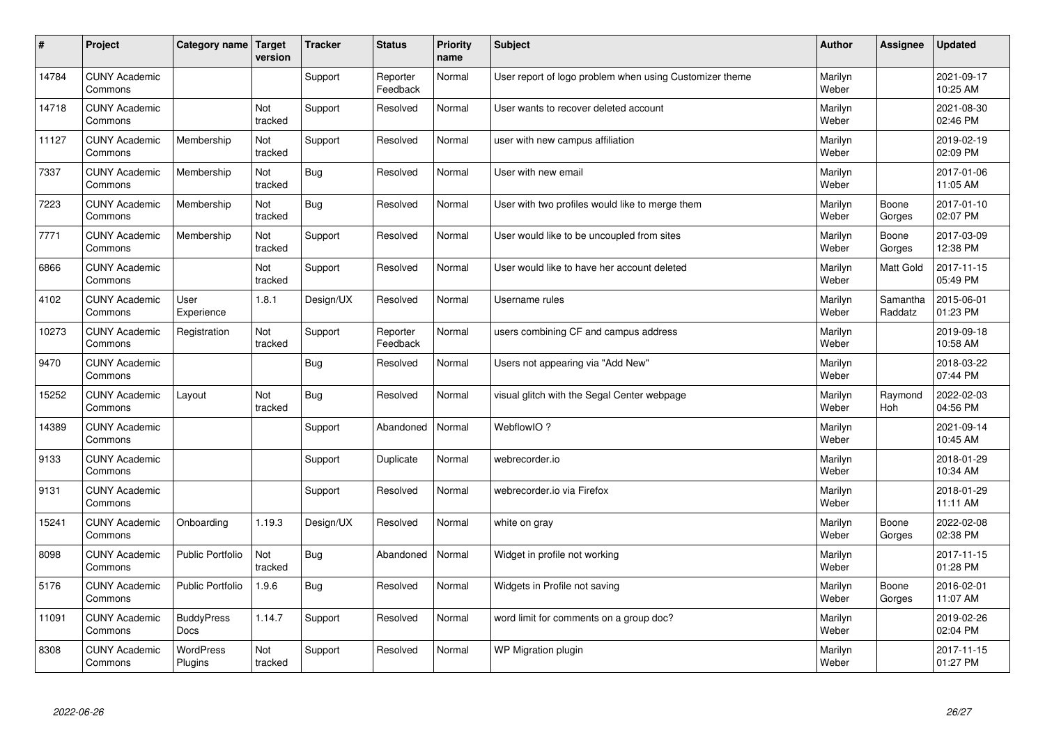| # | Project | Category name | Target version | Tracker | Status | Priority name | Subject | Author | Assignee | Updated |
|---|---|---|---|---|---|---|---|---|---|---|
| 14784 | CUNY Academic Commons | | | Support | Reporter Feedback | Normal | User report of logo problem when using Customizer theme | Marilyn Weber | | 2021-09-17 10:25 AM |
| 14718 | CUNY Academic Commons | | Not tracked | Support | Resolved | Normal | User wants to recover deleted account | Marilyn Weber | | 2021-08-30 02:46 PM |
| 11127 | CUNY Academic Commons | Membership | Not tracked | Support | Resolved | Normal | user with new campus affiliation | Marilyn Weber | | 2019-02-19 02:09 PM |
| 7337 | CUNY Academic Commons | Membership | Not tracked | Bug | Resolved | Normal | User with new email | Marilyn Weber | | 2017-01-06 11:05 AM |
| 7223 | CUNY Academic Commons | Membership | Not tracked | Bug | Resolved | Normal | User with two profiles would like to merge them | Marilyn Weber | Boone Gorges | 2017-01-10 02:07 PM |
| 7771 | CUNY Academic Commons | Membership | Not tracked | Support | Resolved | Normal | User would like to be uncoupled from sites | Marilyn Weber | Boone Gorges | 2017-03-09 12:38 PM |
| 6866 | CUNY Academic Commons | | Not tracked | Support | Resolved | Normal | User would like to have her account deleted | Marilyn Weber | Matt Gold | 2017-11-15 05:49 PM |
| 4102 | CUNY Academic Commons | User Experience | 1.8.1 | Design/UX | Resolved | Normal | Username rules | Marilyn Weber | Samantha Raddatz | 2015-06-01 01:23 PM |
| 10273 | CUNY Academic Commons | Registration | Not tracked | Support | Reporter Feedback | Normal | users combining CF and campus address | Marilyn Weber | | 2019-09-18 10:58 AM |
| 9470 | CUNY Academic Commons | | | Bug | Resolved | Normal | Users not appearing via "Add New" | Marilyn Weber | | 2018-03-22 07:44 PM |
| 15252 | CUNY Academic Commons | Layout | Not tracked | Bug | Resolved | Normal | visual glitch with the Segal Center webpage | Marilyn Weber | Raymond Hoh | 2022-02-03 04:56 PM |
| 14389 | CUNY Academic Commons | | | Support | Abandoned | Normal | WebflowIO ? | Marilyn Weber | | 2021-09-14 10:45 AM |
| 9133 | CUNY Academic Commons | | | Support | Duplicate | Normal | webrecorder.io | Marilyn Weber | | 2018-01-29 10:34 AM |
| 9131 | CUNY Academic Commons | | | Support | Resolved | Normal | webrecorder.io via Firefox | Marilyn Weber | | 2018-01-29 11:11 AM |
| 15241 | CUNY Academic Commons | Onboarding | 1.19.3 | Design/UX | Resolved | Normal | white on gray | Marilyn Weber | Boone Gorges | 2022-02-08 02:38 PM |
| 8098 | CUNY Academic Commons | Public Portfolio | Not tracked | Bug | Abandoned | Normal | Widget in profile not working | Marilyn Weber | | 2017-11-15 01:28 PM |
| 5176 | CUNY Academic Commons | Public Portfolio | 1.9.6 | Bug | Resolved | Normal | Widgets in Profile not saving | Marilyn Weber | Boone Gorges | 2016-02-01 11:07 AM |
| 11091 | CUNY Academic Commons | BuddyPress Docs | 1.14.7 | Support | Resolved | Normal | word limit for comments on a group doc? | Marilyn Weber | | 2019-02-26 02:04 PM |
| 8308 | CUNY Academic Commons | WordPress Plugins | Not tracked | Support | Resolved | Normal | WP Migration plugin | Marilyn Weber | | 2017-11-15 01:27 PM |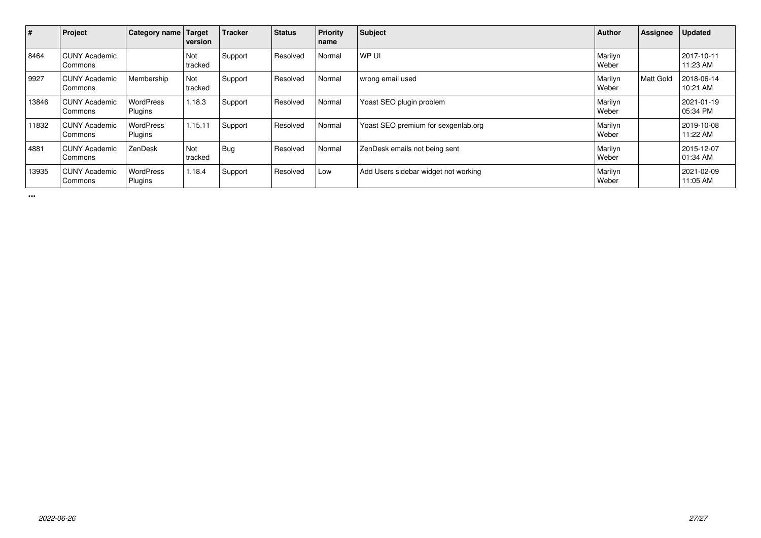| # | Project | Category name | Target version | Tracker | Status | Priority name | Subject | Author | Assignee | Updated |
|---|---|---|---|---|---|---|---|---|---|---|
| 8464 | CUNY Academic Commons | | Not tracked | Support | Resolved | Normal | WP UI | Marilyn Weber | | 2017-10-11 11:23 AM |
| 9927 | CUNY Academic Commons | Membership | Not tracked | Support | Resolved | Normal | wrong email used | Marilyn Weber | Matt Gold | 2018-06-14 10:21 AM |
| 13846 | CUNY Academic Commons | WordPress Plugins | 1.18.3 | Support | Resolved | Normal | Yoast SEO plugin problem | Marilyn Weber | | 2021-01-19 05:34 PM |
| 11832 | CUNY Academic Commons | WordPress Plugins | 1.15.11 | Support | Resolved | Normal | Yoast SEO premium for sexgenlab.org | Marilyn Weber | | 2019-10-08 11:22 AM |
| 4881 | CUNY Academic Commons | ZenDesk | Not tracked | Bug | Resolved | Normal | ZenDesk emails not being sent | Marilyn Weber | | 2015-12-07 01:34 AM |
| 13935 | CUNY Academic Commons | WordPress Plugins | 1.18.4 | Support | Resolved | Low | Add Users sidebar widget not working | Marilyn Weber | | 2021-02-09 11:05 AM |

...